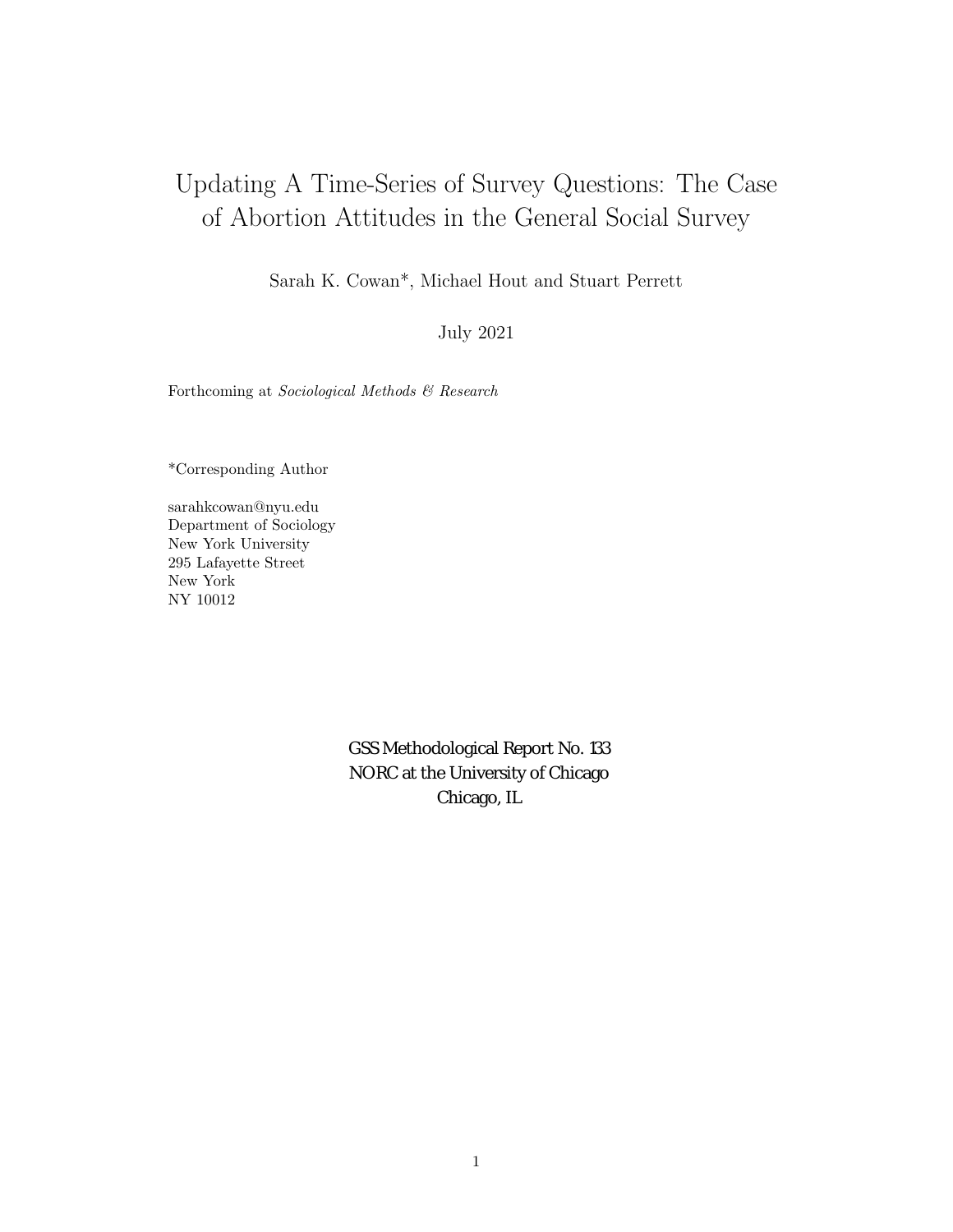# Updating A Time-Series of Survey Questions: The Case of Abortion Attitudes in the General Social Survey

Sarah K. Cowan*, Michael Hout and Stuart Perrett

July 2021

Forthcoming at *Sociological Methods & Research*

*Corresponding Author

sarahkcowan@nyu.edu
Department of Sociology
New York University
295 Lafayette Street
New York
NY 10012

GSS Methodological Report No. 133
NORC at the University of Chicago
Chicago, IL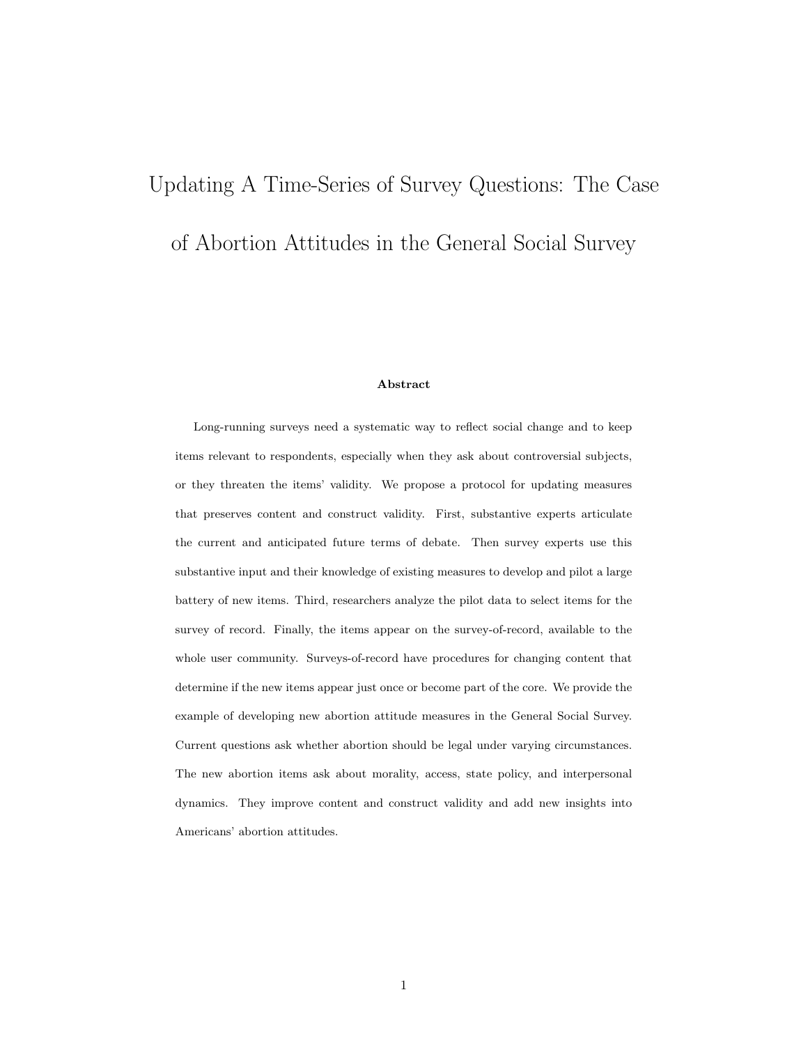# Updating A Time-Series of Survey Questions: The Case of Abortion Attitudes in the General Social Survey

**Abstract**

Long-running surveys need a systematic way to reflect social change and to keep items relevant to respondents, especially when they ask about controversial subjects, or they threaten the items' validity. We propose a protocol for updating measures that preserves content and construct validity. First, substantive experts articulate the current and anticipated future terms of debate. Then survey experts use this substantive input and their knowledge of existing measures to develop and pilot a large battery of new items. Third, researchers analyze the pilot data to select items for the survey of record. Finally, the items appear on the survey-of-record, available to the whole user community. Surveys-of-record have procedures for changing content that determine if the new items appear just once or become part of the core. We provide the example of developing new abortion attitude measures in the General Social Survey. Current questions ask whether abortion should be legal under varying circumstances. The new abortion items ask about morality, access, state policy, and interpersonal dynamics. They improve content and construct validity and add new insights into Americans' abortion attitudes.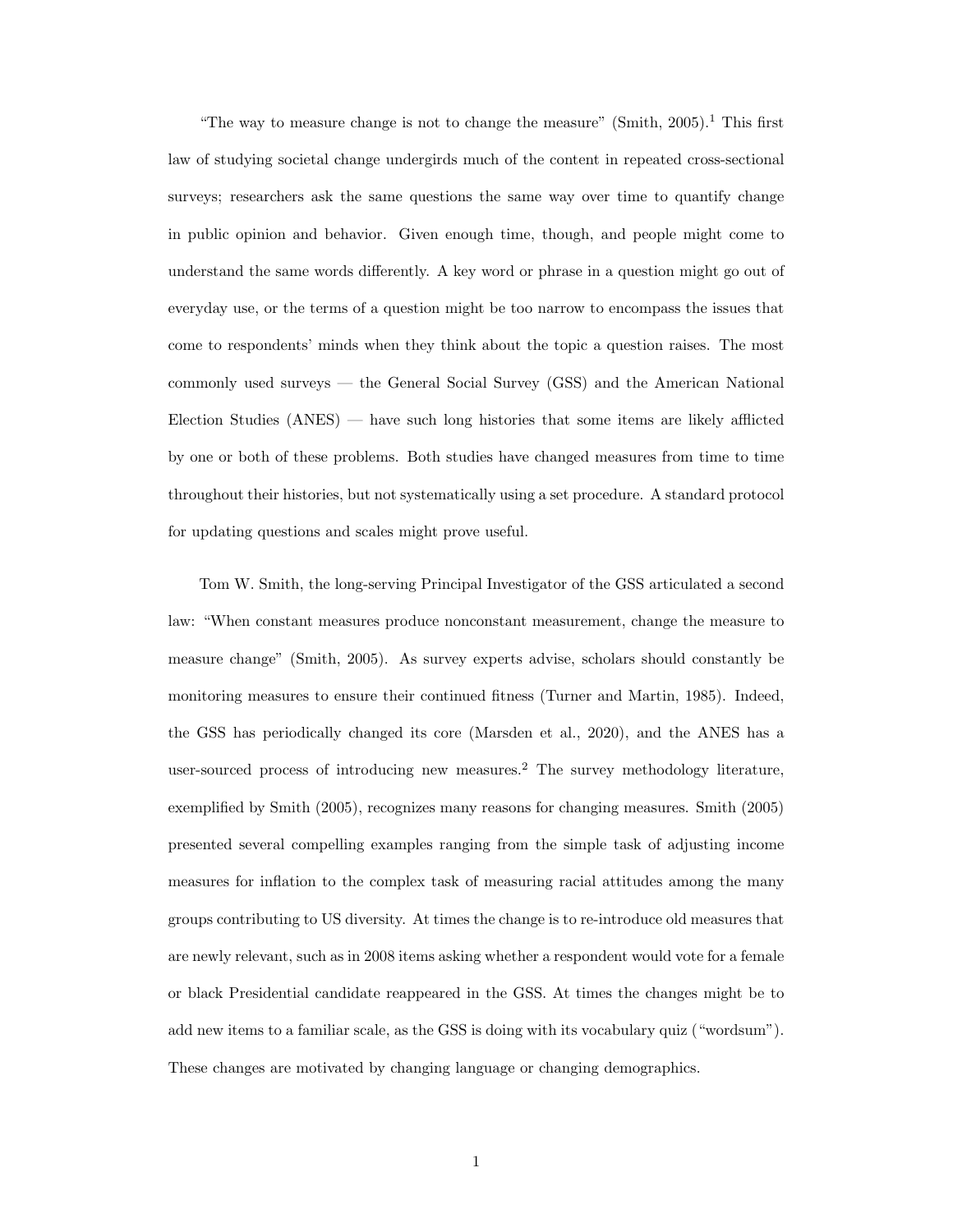"The way to measure change is not to change the measure" (Smith, 2005).[1] This first law of studying societal change undergirds much of the content in repeated cross-sectional surveys; researchers ask the same questions the same way over time to quantify change in public opinion and behavior. Given enough time, though, and people might come to understand the same words differently. A key word or phrase in a question might go out of everyday use, or the terms of a question might be too narrow to encompass the issues that come to respondents' minds when they think about the topic a question raises. The most commonly used surveys — the General Social Survey (GSS) and the American National Election Studies (ANES) — have such long histories that some items are likely afflicted by one or both of these problems. Both studies have changed measures from time to time throughout their histories, but not systematically using a set procedure. A standard protocol for updating questions and scales might prove useful.

Tom W. Smith, the long-serving Principal Investigator of the GSS articulated a second law: "When constant measures produce nonconstant measurement, change the measure to measure change" (Smith, 2005). As survey experts advise, scholars should constantly be monitoring measures to ensure their continued fitness (Turner and Martin, 1985). Indeed, the GSS has periodically changed its core (Marsden et al., 2020), and the ANES has a user-sourced process of introducing new measures.[2] The survey methodology literature, exemplified by Smith (2005), recognizes many reasons for changing measures. Smith (2005) presented several compelling examples ranging from the simple task of adjusting income measures for inflation to the complex task of measuring racial attitudes among the many groups contributing to US diversity. At times the change is to re-introduce old measures that are newly relevant, such as in 2008 items asking whether a respondent would vote for a female or black Presidential candidate reappeared in the GSS. At times the changes might be to add new items to a familiar scale, as the GSS is doing with its vocabulary quiz ("wordsum"). These changes are motivated by changing language or changing demographics.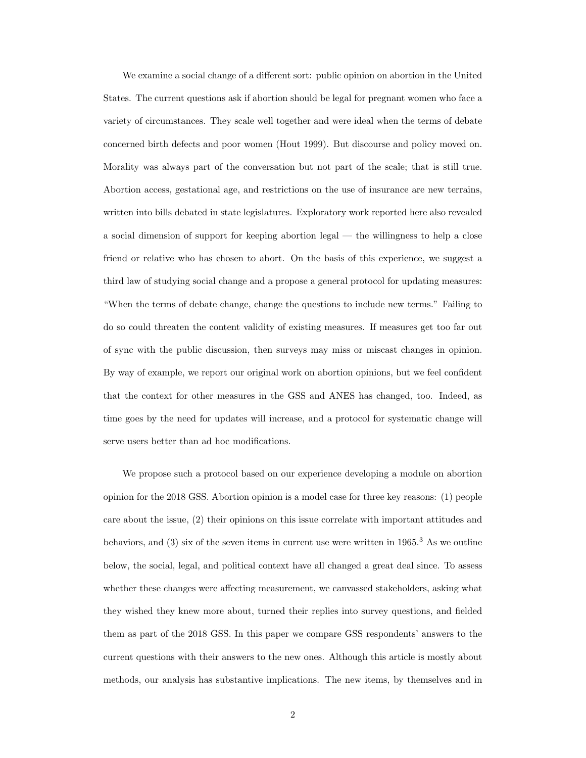We examine a social change of a different sort: public opinion on abortion in the United States. The current questions ask if abortion should be legal for pregnant women who face a variety of circumstances. They scale well together and were ideal when the terms of debate concerned birth defects and poor women (Hout 1999). But discourse and policy moved on. Morality was always part of the conversation but not part of the scale; that is still true. Abortion access, gestational age, and restrictions on the use of insurance are new terrains, written into bills debated in state legislatures. Exploratory work reported here also revealed a social dimension of support for keeping abortion legal — the willingness to help a close friend or relative who has chosen to abort. On the basis of this experience, we suggest a third law of studying social change and a propose a general protocol for updating measures: "When the terms of debate change, change the questions to include new terms." Failing to do so could threaten the content validity of existing measures. If measures get too far out of sync with the public discussion, then surveys may miss or miscast changes in opinion. By way of example, we report our original work on abortion opinions, but we feel confident that the context for other measures in the GSS and ANES has changed, too. Indeed, as time goes by the need for updates will increase, and a protocol for systematic change will serve users better than ad hoc modifications.

We propose such a protocol based on our experience developing a module on abortion opinion for the 2018 GSS. Abortion opinion is a model case for three key reasons: (1) people care about the issue, (2) their opinions on this issue correlate with important attitudes and behaviors, and (3) six of the seven items in current use were written in 1965.[3] As we outline below, the social, legal, and political context have all changed a great deal since. To assess whether these changes were affecting measurement, we canvassed stakeholders, asking what they wished they knew more about, turned their replies into survey questions, and fielded them as part of the 2018 GSS. In this paper we compare GSS respondents' answers to the current questions with their answers to the new ones. Although this article is mostly about methods, our analysis has substantive implications. The new items, by themselves and in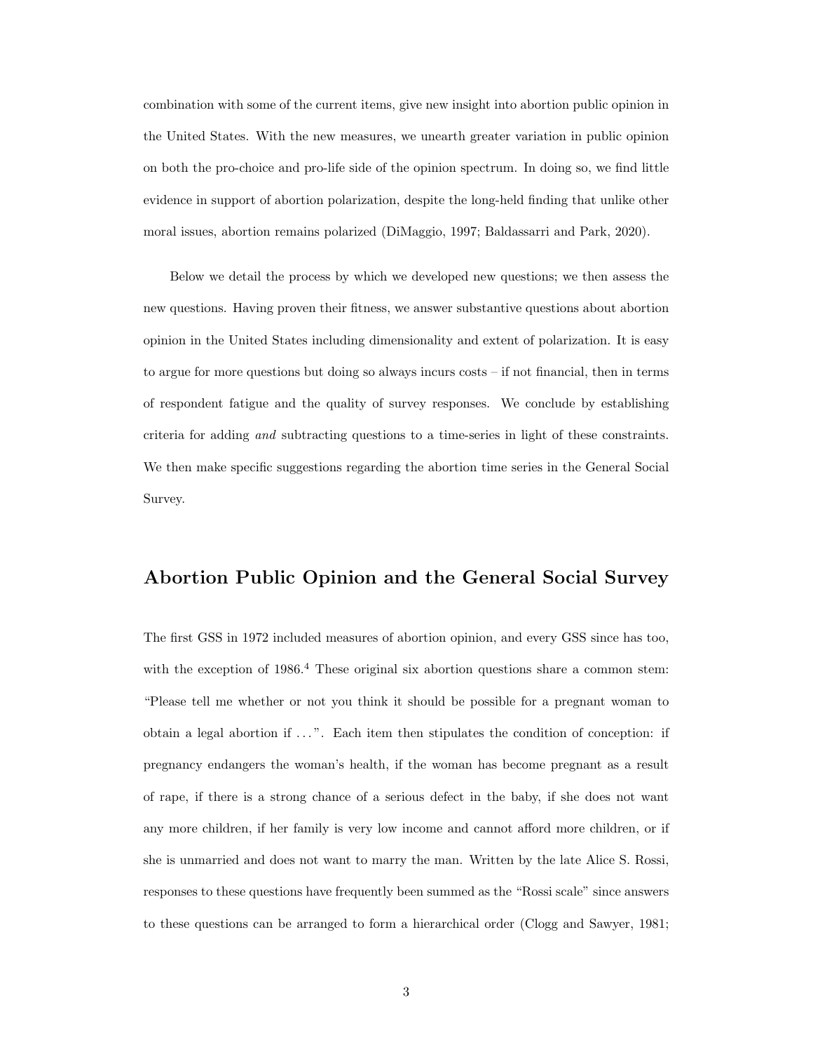combination with some of the current items, give new insight into abortion public opinion in the United States. With the new measures, we unearth greater variation in public opinion on both the pro-choice and pro-life side of the opinion spectrum. In doing so, we find little evidence in support of abortion polarization, despite the long-held finding that unlike other moral issues, abortion remains polarized (DiMaggio, 1997; Baldassarri and Park, 2020).

Below we detail the process by which we developed new questions; we then assess the new questions. Having proven their fitness, we answer substantive questions about abortion opinion in the United States including dimensionality and extent of polarization. It is easy to argue for more questions but doing so always incurs costs – if not financial, then in terms of respondent fatigue and the quality of survey responses. We conclude by establishing criteria for adding *and* subtracting questions to a time-series in light of these constraints. We then make specific suggestions regarding the abortion time series in the General Social Survey.

## Abortion Public Opinion and the General Social Survey

The first GSS in 1972 included measures of abortion opinion, and every GSS since has too, with the exception of 1986.[4] These original six abortion questions share a common stem: "Please tell me whether or not you think it should be possible for a pregnant woman to obtain a legal abortion if . . . ". Each item then stipulates the condition of conception: if pregnancy endangers the woman's health, if the woman has become pregnant as a result of rape, if there is a strong chance of a serious defect in the baby, if she does not want any more children, if her family is very low income and cannot afford more children, or if she is unmarried and does not want to marry the man. Written by the late Alice S. Rossi, responses to these questions have frequently been summed as the "Rossi scale" since answers to these questions can be arranged to form a hierarchical order (Clogg and Sawyer, 1981;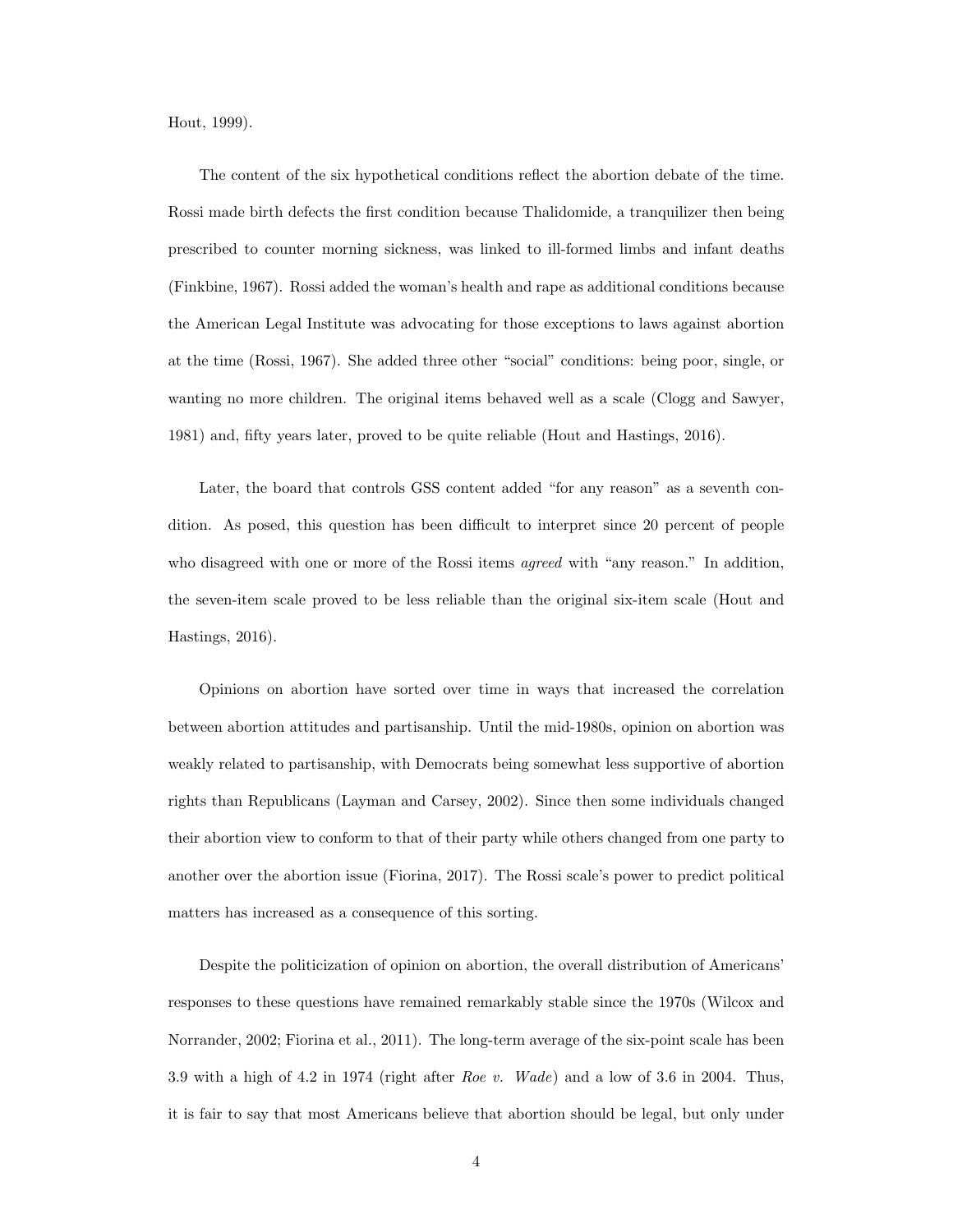Hout, 1999).

The content of the six hypothetical conditions reflect the abortion debate of the time. Rossi made birth defects the first condition because Thalidomide, a tranquilizer then being prescribed to counter morning sickness, was linked to ill-formed limbs and infant deaths (Finkbine, 1967). Rossi added the woman's health and rape as additional conditions because the American Legal Institute was advocating for those exceptions to laws against abortion at the time (Rossi, 1967). She added three other "social" conditions: being poor, single, or wanting no more children. The original items behaved well as a scale (Clogg and Sawyer, 1981) and, fifty years later, proved to be quite reliable (Hout and Hastings, 2016).

Later, the board that controls GSS content added "for any reason" as a seventh condition. As posed, this question has been difficult to interpret since 20 percent of people who disagreed with one or more of the Rossi items *agreed* with "any reason." In addition, the seven-item scale proved to be less reliable than the original six-item scale (Hout and Hastings, 2016).

Opinions on abortion have sorted over time in ways that increased the correlation between abortion attitudes and partisanship. Until the mid-1980s, opinion on abortion was weakly related to partisanship, with Democrats being somewhat less supportive of abortion rights than Republicans (Layman and Carsey, 2002). Since then some individuals changed their abortion view to conform to that of their party while others changed from one party to another over the abortion issue (Fiorina, 2017). The Rossi scale's power to predict political matters has increased as a consequence of this sorting.

Despite the politicization of opinion on abortion, the overall distribution of Americans' responses to these questions have remained remarkably stable since the 1970s (Wilcox and Norrander, 2002; Fiorina et al., 2011). The long-term average of the six-point scale has been 3.9 with a high of 4.2 in 1974 (right after *Roe v. Wade*) and a low of 3.6 in 2004. Thus, it is fair to say that most Americans believe that abortion should be legal, but only under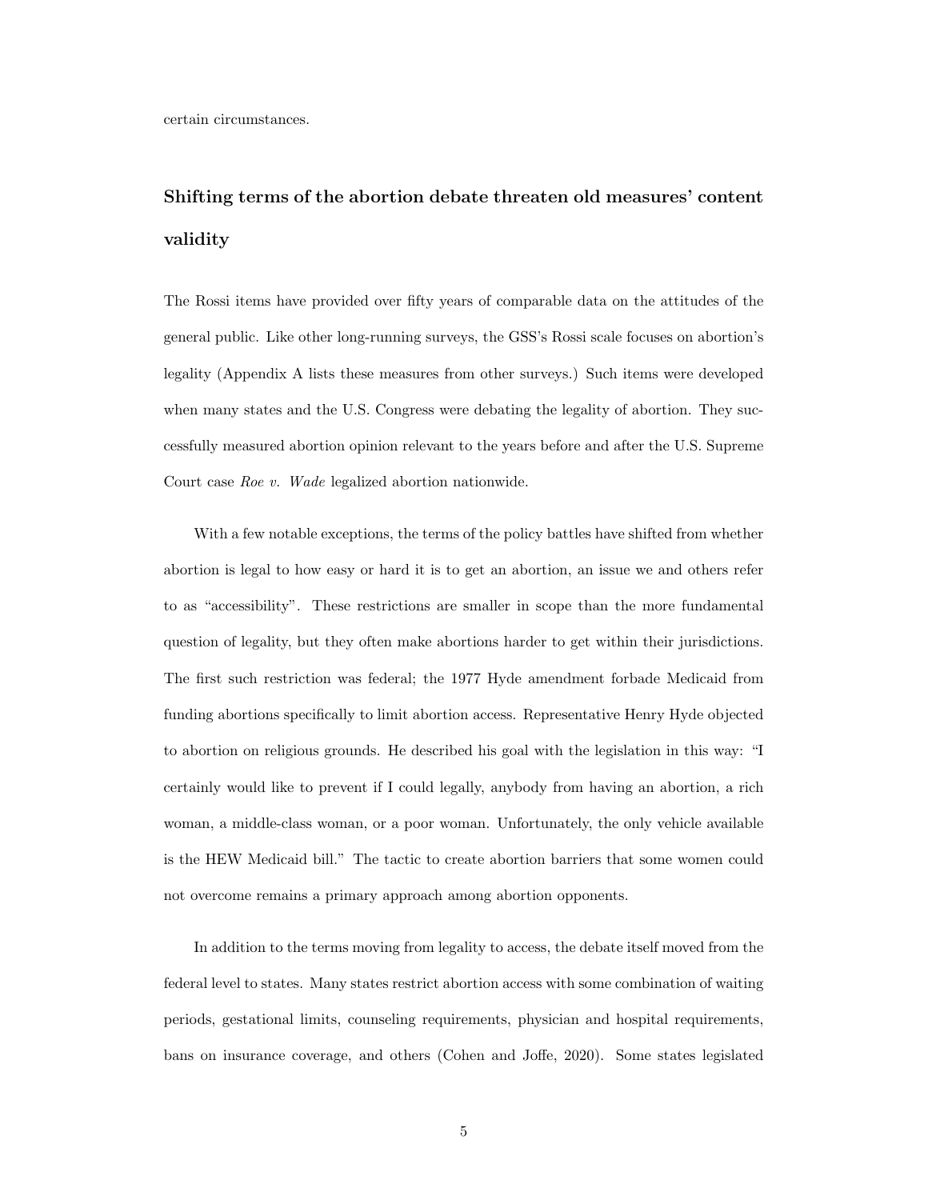certain circumstances.

## Shifting terms of the abortion debate threaten old measures' content validity

The Rossi items have provided over fifty years of comparable data on the attitudes of the general public. Like other long-running surveys, the GSS's Rossi scale focuses on abortion's legality (Appendix A lists these measures from other surveys.) Such items were developed when many states and the U.S. Congress were debating the legality of abortion. They successfully measured abortion opinion relevant to the years before and after the U.S. Supreme Court case *Roe v. Wade* legalized abortion nationwide.

With a few notable exceptions, the terms of the policy battles have shifted from whether abortion is legal to how easy or hard it is to get an abortion, an issue we and others refer to as "accessibility". These restrictions are smaller in scope than the more fundamental question of legality, but they often make abortions harder to get within their jurisdictions. The first such restriction was federal; the 1977 Hyde amendment forbade Medicaid from funding abortions specifically to limit abortion access. Representative Henry Hyde objected to abortion on religious grounds. He described his goal with the legislation in this way: "I certainly would like to prevent if I could legally, anybody from having an abortion, a rich woman, a middle-class woman, or a poor woman. Unfortunately, the only vehicle available is the HEW Medicaid bill." The tactic to create abortion barriers that some women could not overcome remains a primary approach among abortion opponents.

In addition to the terms moving from legality to access, the debate itself moved from the federal level to states. Many states restrict abortion access with some combination of waiting periods, gestational limits, counseling requirements, physician and hospital requirements, bans on insurance coverage, and others (Cohen and Joffe, 2020). Some states legislated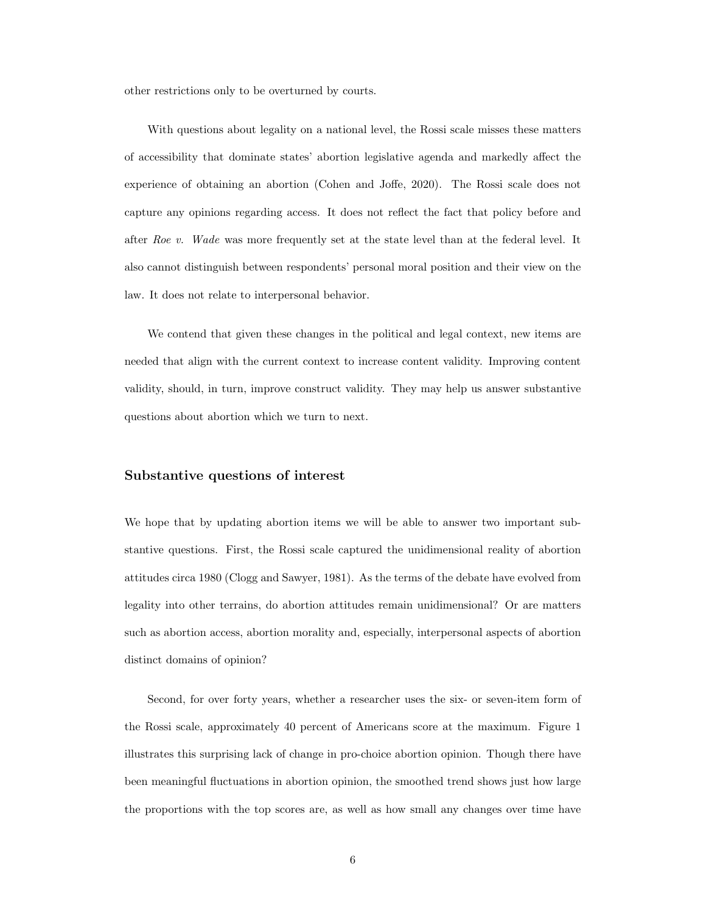other restrictions only to be overturned by courts.

With questions about legality on a national level, the Rossi scale misses these matters of accessibility that dominate states' abortion legislative agenda and markedly affect the experience of obtaining an abortion (Cohen and Joffe, 2020). The Rossi scale does not capture any opinions regarding access. It does not reflect the fact that policy before and after *Roe v. Wade* was more frequently set at the state level than at the federal level. It also cannot distinguish between respondents' personal moral position and their view on the law. It does not relate to interpersonal behavior.

We contend that given these changes in the political and legal context, new items are needed that align with the current context to increase content validity. Improving content validity, should, in turn, improve construct validity. They may help us answer substantive questions about abortion which we turn to next.

## Substantive questions of interest

We hope that by updating abortion items we will be able to answer two important substantive questions. First, the Rossi scale captured the unidimensional reality of abortion attitudes circa 1980 (Clogg and Sawyer, 1981). As the terms of the debate have evolved from legality into other terrains, do abortion attitudes remain unidimensional? Or are matters such as abortion access, abortion morality and, especially, interpersonal aspects of abortion distinct domains of opinion?

Second, for over forty years, whether a researcher uses the six- or seven-item form of the Rossi scale, approximately 40 percent of Americans score at the maximum. Figure 1 illustrates this surprising lack of change in pro-choice abortion opinion. Though there have been meaningful fluctuations in abortion opinion, the smoothed trend shows just how large the proportions with the top scores are, as well as how small any changes over time have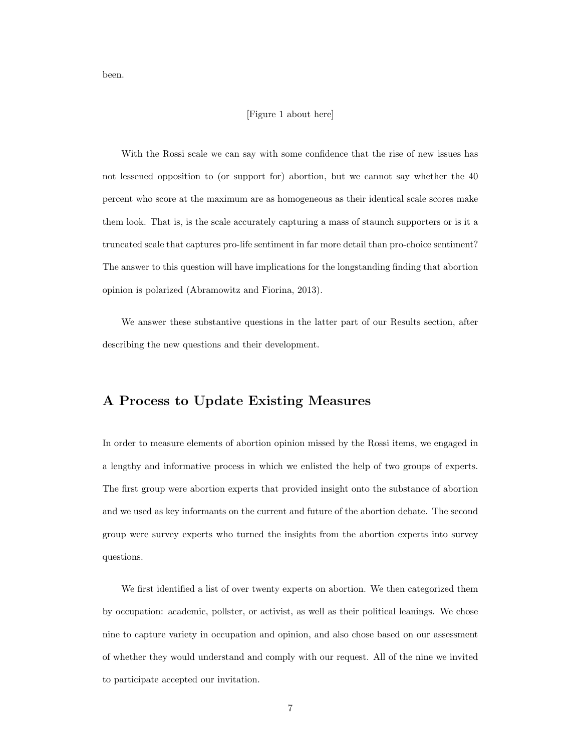been.

[Figure 1 about here]

With the Rossi scale we can say with some confidence that the rise of new issues has not lessened opposition to (or support for) abortion, but we cannot say whether the 40 percent who score at the maximum are as homogeneous as their identical scale scores make them look. That is, is the scale accurately capturing a mass of staunch supporters or is it a truncated scale that captures pro-life sentiment in far more detail than pro-choice sentiment? The answer to this question will have implications for the longstanding finding that abortion opinion is polarized (Abramowitz and Fiorina, 2013).

We answer these substantive questions in the latter part of our Results section, after describing the new questions and their development.

## A Process to Update Existing Measures

In order to measure elements of abortion opinion missed by the Rossi items, we engaged in a lengthy and informative process in which we enlisted the help of two groups of experts. The first group were abortion experts that provided insight onto the substance of abortion and we used as key informants on the current and future of the abortion debate. The second group were survey experts who turned the insights from the abortion experts into survey questions.

We first identified a list of over twenty experts on abortion. We then categorized them by occupation: academic, pollster, or activist, as well as their political leanings. We chose nine to capture variety in occupation and opinion, and also chose based on our assessment of whether they would understand and comply with our request. All of the nine we invited to participate accepted our invitation.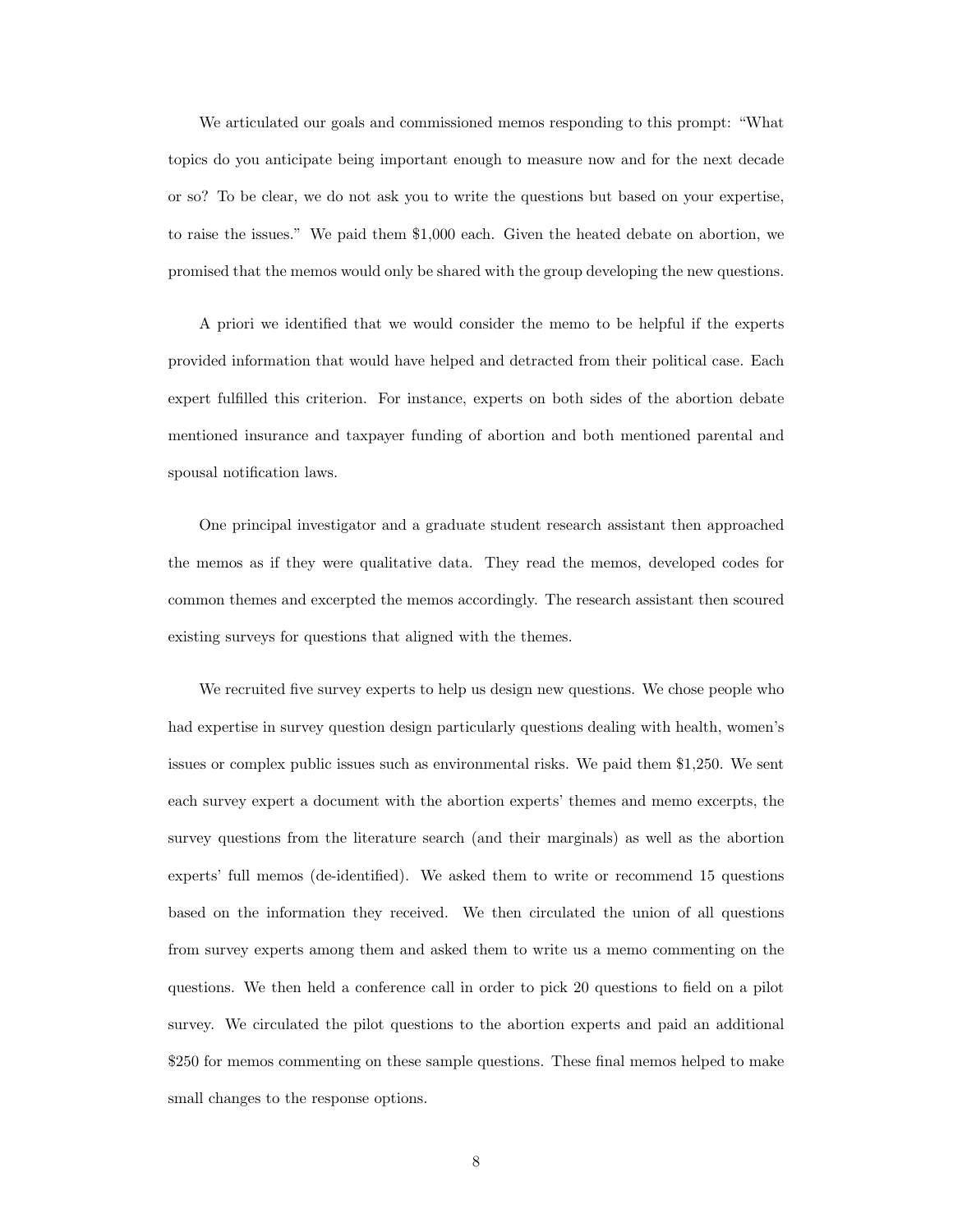We articulated our goals and commissioned memos responding to this prompt: "What topics do you anticipate being important enough to measure now and for the next decade or so? To be clear, we do not ask you to write the questions but based on your expertise, to raise the issues." We paid them $1,000 each. Given the heated debate on abortion, we promised that the memos would only be shared with the group developing the new questions.

A priori we identified that we would consider the memo to be helpful if the experts provided information that would have helped and detracted from their political case. Each expert fulfilled this criterion. For instance, experts on both sides of the abortion debate mentioned insurance and taxpayer funding of abortion and both mentioned parental and spousal notification laws.

One principal investigator and a graduate student research assistant then approached the memos as if they were qualitative data. They read the memos, developed codes for common themes and excerpted the memos accordingly. The research assistant then scoured existing surveys for questions that aligned with the themes.

We recruited five survey experts to help us design new questions. We chose people who had expertise in survey question design particularly questions dealing with health, women's issues or complex public issues such as environmental risks. We paid them $1,250. We sent each survey expert a document with the abortion experts' themes and memo excerpts, the survey questions from the literature search (and their marginals) as well as the abortion experts' full memos (de-identified). We asked them to write or recommend 15 questions based on the information they received. We then circulated the union of all questions from survey experts among them and asked them to write us a memo commenting on the questions. We then held a conference call in order to pick 20 questions to field on a pilot survey. We circulated the pilot questions to the abortion experts and paid an additional $250 for memos commenting on these sample questions. These final memos helped to make small changes to the response options.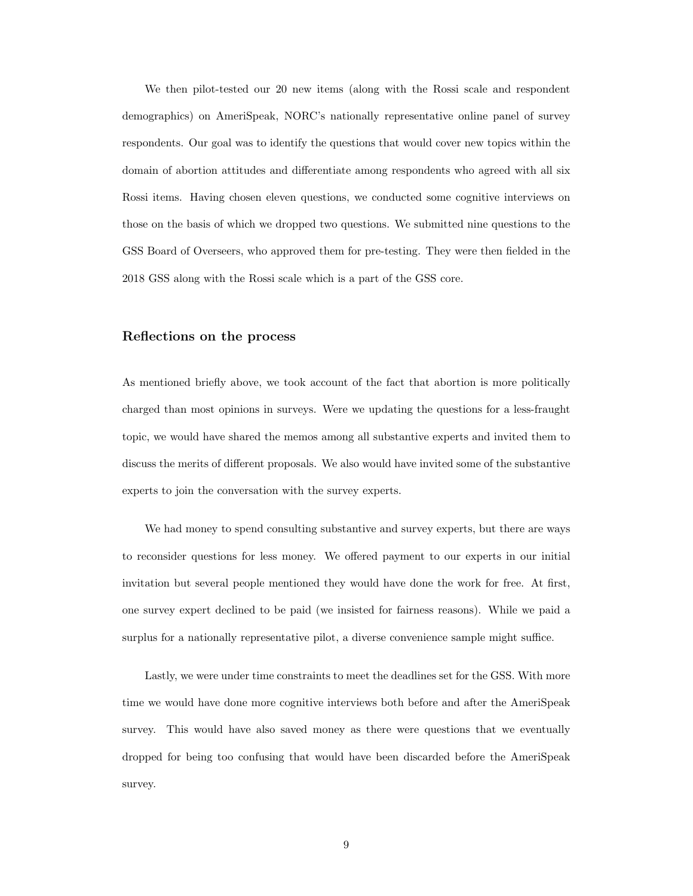We then pilot-tested our 20 new items (along with the Rossi scale and respondent demographics) on AmeriSpeak, NORC's nationally representative online panel of survey respondents. Our goal was to identify the questions that would cover new topics within the domain of abortion attitudes and differentiate among respondents who agreed with all six Rossi items. Having chosen eleven questions, we conducted some cognitive interviews on those on the basis of which we dropped two questions. We submitted nine questions to the GSS Board of Overseers, who approved them for pre-testing. They were then fielded in the 2018 GSS along with the Rossi scale which is a part of the GSS core.

### Reflections on the process

As mentioned briefly above, we took account of the fact that abortion is more politically charged than most opinions in surveys. Were we updating the questions for a less-fraught topic, we would have shared the memos among all substantive experts and invited them to discuss the merits of different proposals. We also would have invited some of the substantive experts to join the conversation with the survey experts.

We had money to spend consulting substantive and survey experts, but there are ways to reconsider questions for less money. We offered payment to our experts in our initial invitation but several people mentioned they would have done the work for free. At first, one survey expert declined to be paid (we insisted for fairness reasons). While we paid a surplus for a nationally representative pilot, a diverse convenience sample might suffice.

Lastly, we were under time constraints to meet the deadlines set for the GSS. With more time we would have done more cognitive interviews both before and after the AmeriSpeak survey. This would have also saved money as there were questions that we eventually dropped for being too confusing that would have been discarded before the AmeriSpeak survey.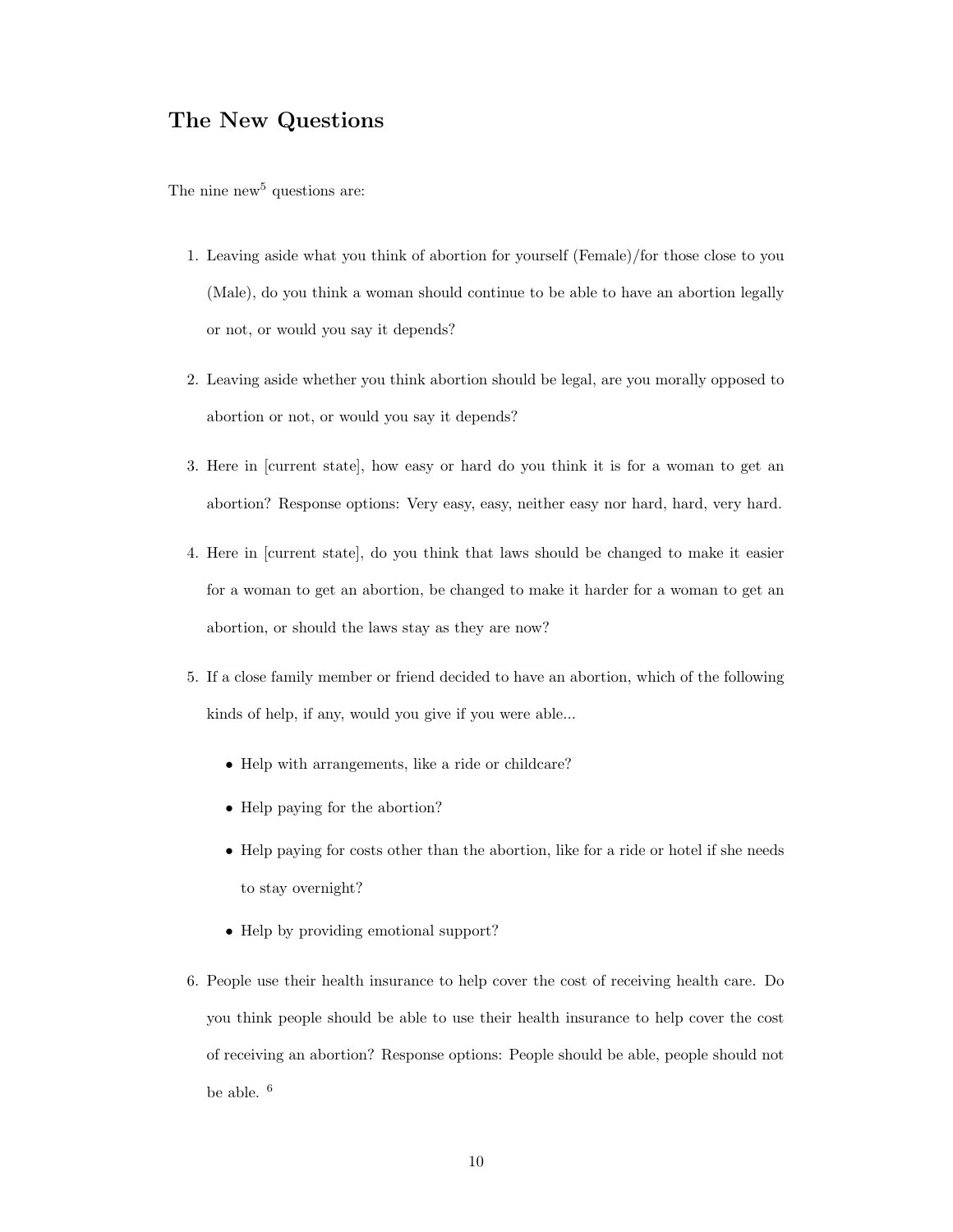## The New Questions

The nine new[5] questions are:

1. Leaving aside what you think of abortion for yourself (Female)/for those close to you (Male), do you think a woman should continue to be able to have an abortion legally or not, or would you say it depends?

2. Leaving aside whether you think abortion should be legal, are you morally opposed to abortion or not, or would you say it depends?

3. Here in [current state], how easy or hard do you think it is for a woman to get an abortion? Response options: Very easy, easy, neither easy nor hard, hard, very hard.

4. Here in [current state], do you think that laws should be changed to make it easier for a woman to get an abortion, be changed to make it harder for a woman to get an abortion, or should the laws stay as they are now?

5. If a close family member or friend decided to have an abortion, which of the following kinds of help, if any, would you give if you were able...

   - Help with arrangements, like a ride or childcare?
   - Help paying for the abortion?
   - Help paying for costs other than the abortion, like for a ride or hotel if she needs to stay overnight?
   - Help by providing emotional support?

6. People use their health insurance to help cover the cost of receiving health care. Do you think people should be able to use their health insurance to help cover the cost of receiving an abortion? Response options: People should be able, people should not be able. [6]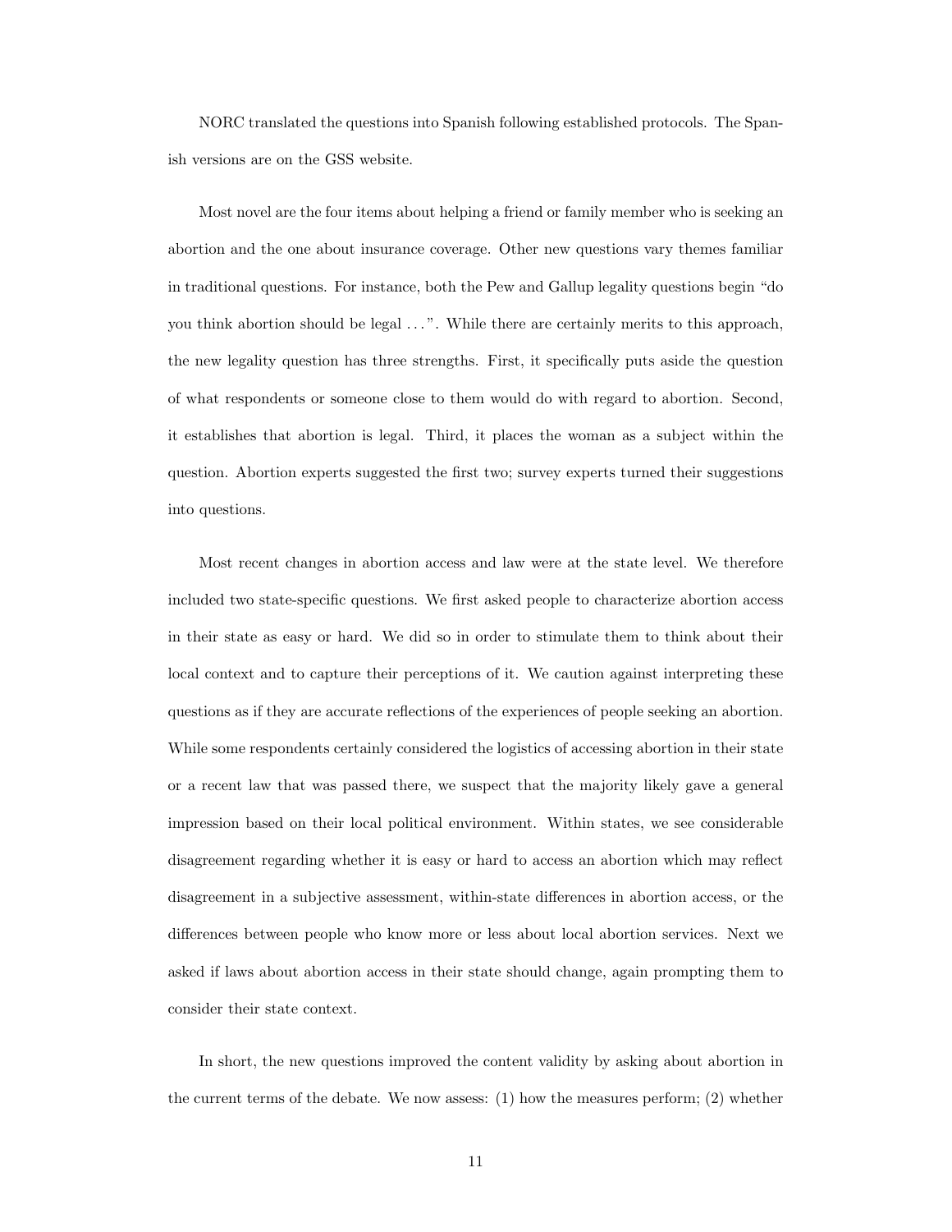NORC translated the questions into Spanish following established protocols. The Spanish versions are on the GSS website.

Most novel are the four items about helping a friend or family member who is seeking an abortion and the one about insurance coverage. Other new questions vary themes familiar in traditional questions. For instance, both the Pew and Gallup legality questions begin "do you think abortion should be legal . . . ". While there are certainly merits to this approach, the new legality question has three strengths. First, it specifically puts aside the question of what respondents or someone close to them would do with regard to abortion. Second, it establishes that abortion is legal. Third, it places the woman as a subject within the question. Abortion experts suggested the first two; survey experts turned their suggestions into questions.

Most recent changes in abortion access and law were at the state level. We therefore included two state-specific questions. We first asked people to characterize abortion access in their state as easy or hard. We did so in order to stimulate them to think about their local context and to capture their perceptions of it. We caution against interpreting these questions as if they are accurate reflections of the experiences of people seeking an abortion. While some respondents certainly considered the logistics of accessing abortion in their state or a recent law that was passed there, we suspect that the majority likely gave a general impression based on their local political environment. Within states, we see considerable disagreement regarding whether it is easy or hard to access an abortion which may reflect disagreement in a subjective assessment, within-state differences in abortion access, or the differences between people who know more or less about local abortion services. Next we asked if laws about abortion access in their state should change, again prompting them to consider their state context.

In short, the new questions improved the content validity by asking about abortion in the current terms of the debate. We now assess: (1) how the measures perform; (2) whether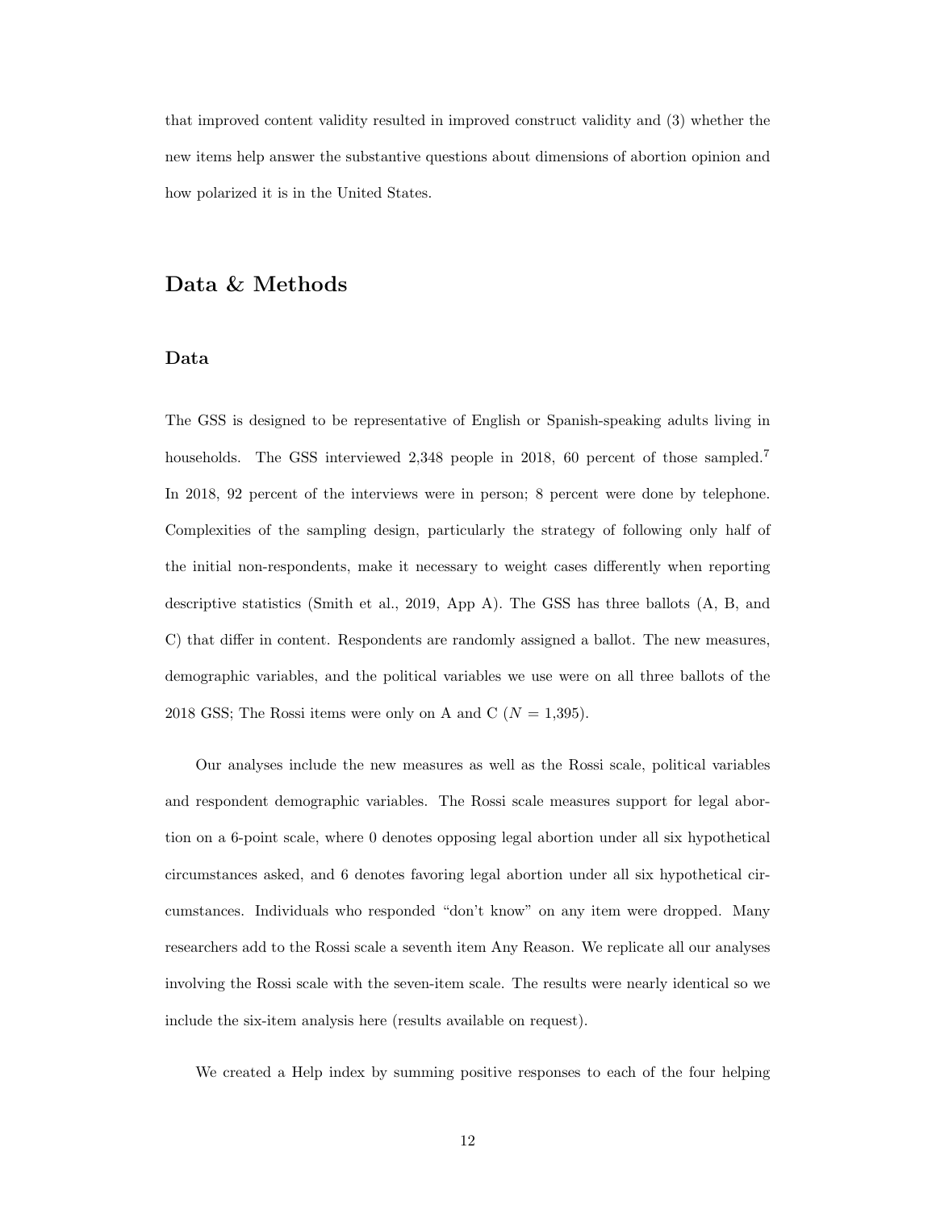that improved content validity resulted in improved construct validity and (3) whether the new items help answer the substantive questions about dimensions of abortion opinion and how polarized it is in the United States.

## Data & Methods

### Data

The GSS is designed to be representative of English or Spanish-speaking adults living in households. The GSS interviewed 2,348 people in 2018, 60 percent of those sampled.[7] In 2018, 92 percent of the interviews were in person; 8 percent were done by telephone. Complexities of the sampling design, particularly the strategy of following only half of the initial non-respondents, make it necessary to weight cases differently when reporting descriptive statistics (Smith et al., 2019, App A). The GSS has three ballots (A, B, and C) that differ in content. Respondents are randomly assigned a ballot. The new measures, demographic variables, and the political variables we use were on all three ballots of the 2018 GSS; The Rossi items were only on A and C ($N$ = 1,395).

Our analyses include the new measures as well as the Rossi scale, political variables and respondent demographic variables. The Rossi scale measures support for legal abortion on a 6-point scale, where 0 denotes opposing legal abortion under all six hypothetical circumstances asked, and 6 denotes favoring legal abortion under all six hypothetical circumstances. Individuals who responded "don't know" on any item were dropped. Many researchers add to the Rossi scale a seventh item Any Reason. We replicate all our analyses involving the Rossi scale with the seven-item scale. The results were nearly identical so we include the six-item analysis here (results available on request).

We created a Help index by summing positive responses to each of the four helping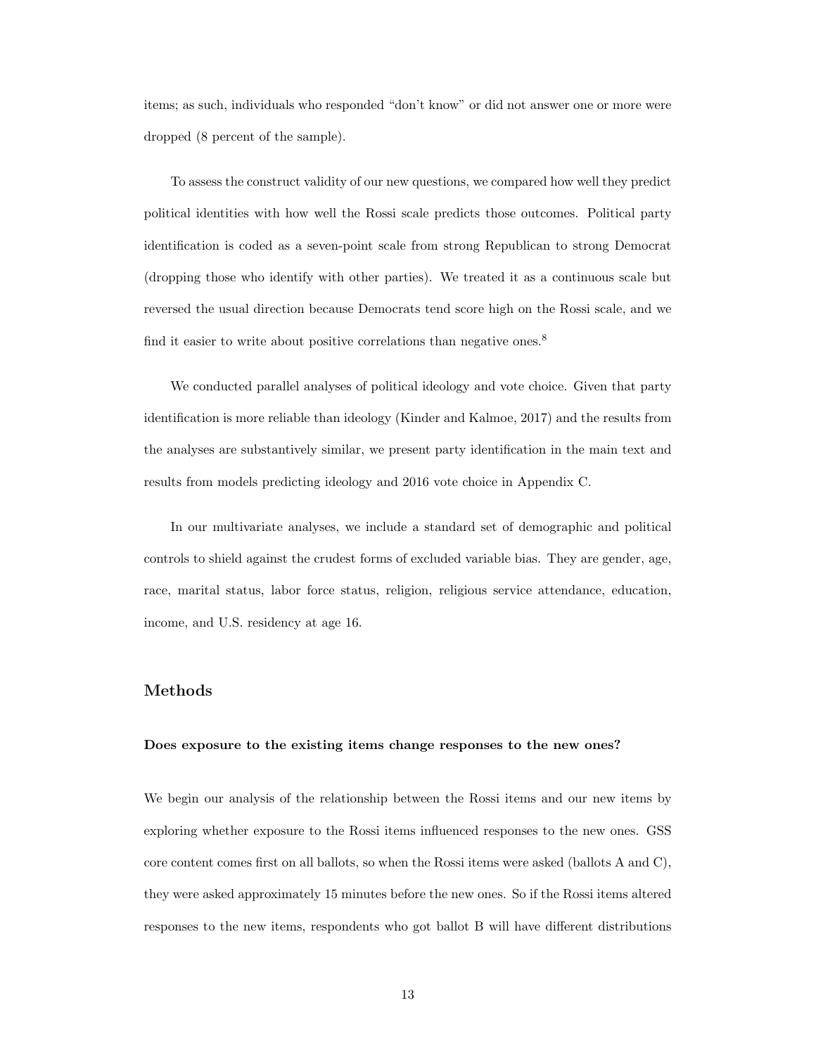items; as such, individuals who responded "don't know" or did not answer one or more were dropped (8 percent of the sample).

To assess the construct validity of our new questions, we compared how well they predict political identities with how well the Rossi scale predicts those outcomes. Political party identification is coded as a seven-point scale from strong Republican to strong Democrat (dropping those who identify with other parties). We treated it as a continuous scale but reversed the usual direction because Democrats tend score high on the Rossi scale, and we find it easier to write about positive correlations than negative ones.[8]

We conducted parallel analyses of political ideology and vote choice. Given that party identification is more reliable than ideology (Kinder and Kalmoe, 2017) and the results from the analyses are substantively similar, we present party identification in the main text and results from models predicting ideology and 2016 vote choice in Appendix C.

In our multivariate analyses, we include a standard set of demographic and political controls to shield against the crudest forms of excluded variable bias. They are gender, age, race, marital status, labor force status, religion, religious service attendance, education, income, and U.S. residency at age 16.

## Methods

### Does exposure to the existing items change responses to the new ones?

We begin our analysis of the relationship between the Rossi items and our new items by exploring whether exposure to the Rossi items influenced responses to the new ones. GSS core content comes first on all ballots, so when the Rossi items were asked (ballots A and C), they were asked approximately 15 minutes before the new ones. So if the Rossi items altered responses to the new items, respondents who got ballot B will have different distributions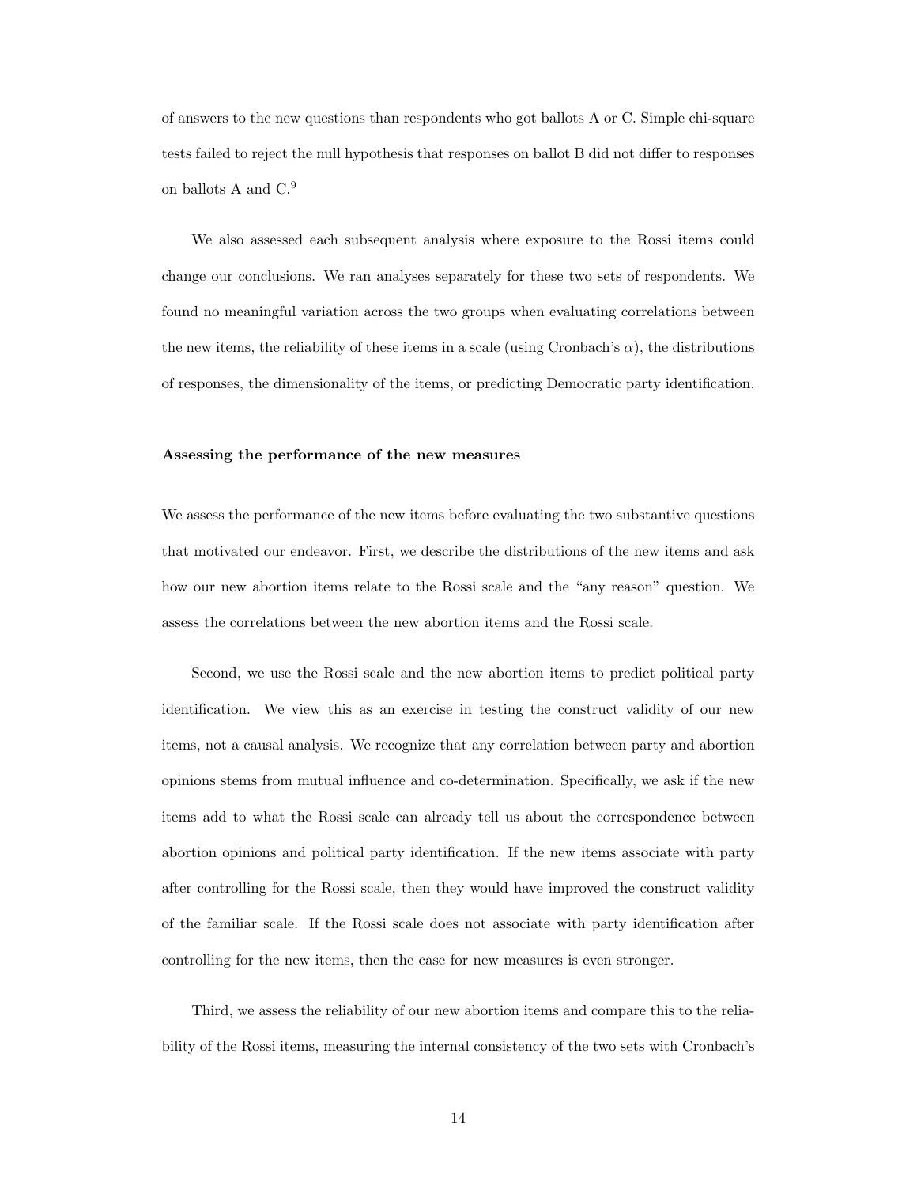of answers to the new questions than respondents who got ballots A or C. Simple chi-square tests failed to reject the null hypothesis that responses on ballot B did not differ to responses on ballots A and C.[9]

We also assessed each subsequent analysis where exposure to the Rossi items could change our conclusions. We ran analyses separately for these two sets of respondents. We found no meaningful variation across the two groups when evaluating correlations between the new items, the reliability of these items in a scale (using Cronbach's $\alpha$), the distributions of responses, the dimensionality of the items, or predicting Democratic party identification.

**Assessing the performance of the new measures**

We assess the performance of the new items before evaluating the two substantive questions that motivated our endeavor. First, we describe the distributions of the new items and ask how our new abortion items relate to the Rossi scale and the "any reason" question. We assess the correlations between the new abortion items and the Rossi scale.

Second, we use the Rossi scale and the new abortion items to predict political party identification. We view this as an exercise in testing the construct validity of our new items, not a causal analysis. We recognize that any correlation between party and abortion opinions stems from mutual influence and co-determination. Specifically, we ask if the new items add to what the Rossi scale can already tell us about the correspondence between abortion opinions and political party identification. If the new items associate with party after controlling for the Rossi scale, then they would have improved the construct validity of the familiar scale. If the Rossi scale does not associate with party identification after controlling for the new items, then the case for new measures is even stronger.

Third, we assess the reliability of our new abortion items and compare this to the reliability of the Rossi items, measuring the internal consistency of the two sets with Cronbach's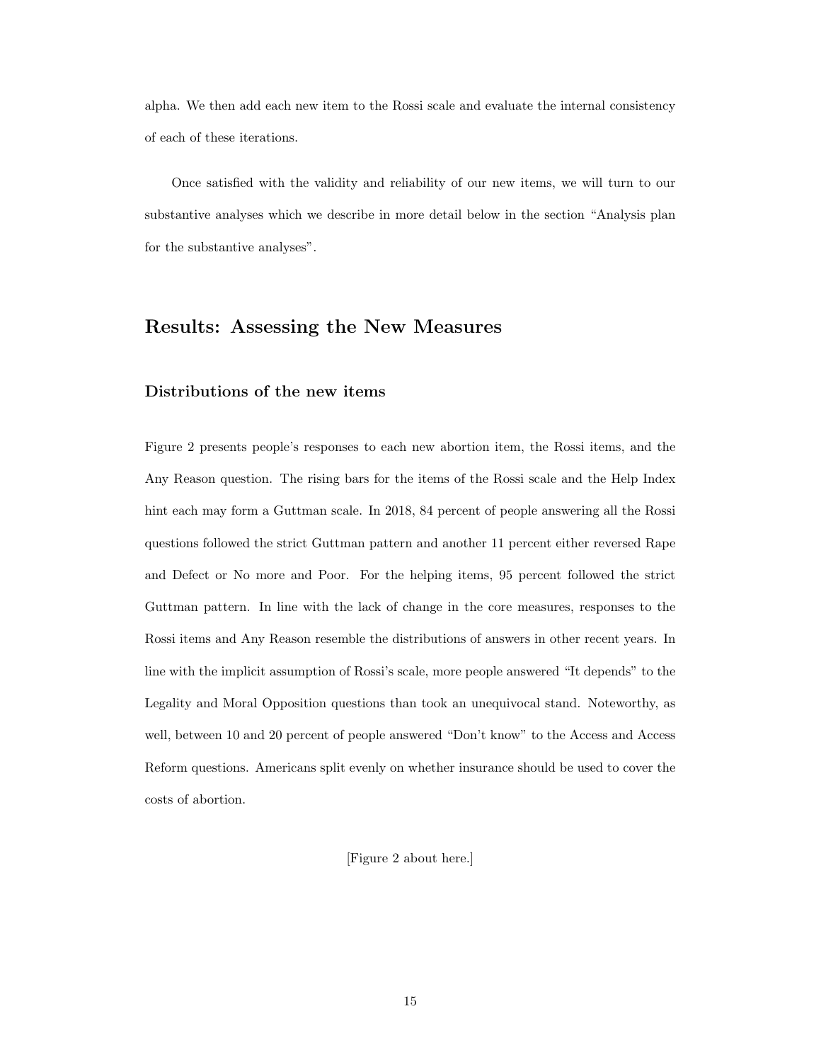alpha. We then add each new item to the Rossi scale and evaluate the internal consistency of each of these iterations.

Once satisfied with the validity and reliability of our new items, we will turn to our substantive analyses which we describe in more detail below in the section "Analysis plan for the substantive analyses".

## Results: Assessing the New Measures

### Distributions of the new items

Figure 2 presents people's responses to each new abortion item, the Rossi items, and the Any Reason question. The rising bars for the items of the Rossi scale and the Help Index hint each may form a Guttman scale. In 2018, 84 percent of people answering all the Rossi questions followed the strict Guttman pattern and another 11 percent either reversed Rape and Defect or No more and Poor. For the helping items, 95 percent followed the strict Guttman pattern. In line with the lack of change in the core measures, responses to the Rossi items and Any Reason resemble the distributions of answers in other recent years. In line with the implicit assumption of Rossi's scale, more people answered "It depends" to the Legality and Moral Opposition questions than took an unequivocal stand. Noteworthy, as well, between 10 and 20 percent of people answered "Don't know" to the Access and Access Reform questions. Americans split evenly on whether insurance should be used to cover the costs of abortion.

[Figure 2 about here.]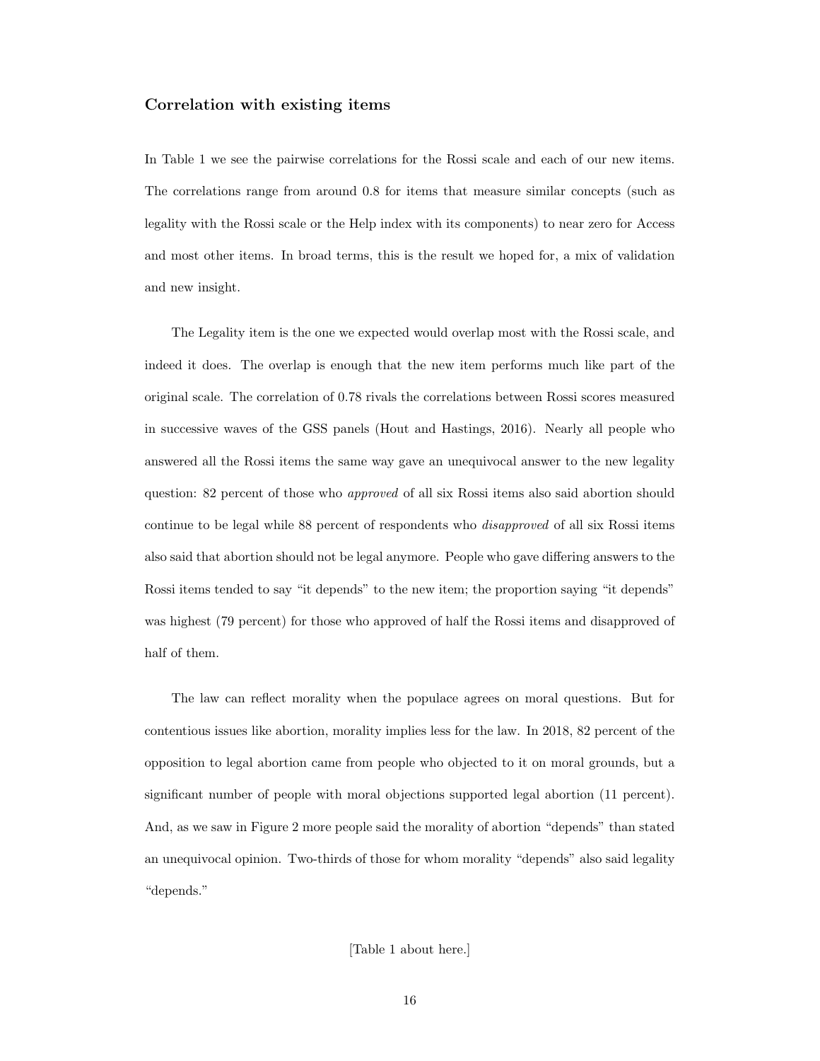### Correlation with existing items

In Table 1 we see the pairwise correlations for the Rossi scale and each of our new items. The correlations range from around 0.8 for items that measure similar concepts (such as legality with the Rossi scale or the Help index with its components) to near zero for Access and most other items. In broad terms, this is the result we hoped for, a mix of validation and new insight.

The Legality item is the one we expected would overlap most with the Rossi scale, and indeed it does. The overlap is enough that the new item performs much like part of the original scale. The correlation of 0.78 rivals the correlations between Rossi scores measured in successive waves of the GSS panels (Hout and Hastings, 2016). Nearly all people who answered all the Rossi items the same way gave an unequivocal answer to the new legality question: 82 percent of those who *approved* of all six Rossi items also said abortion should continue to be legal while 88 percent of respondents who *disapproved* of all six Rossi items also said that abortion should not be legal anymore. People who gave differing answers to the Rossi items tended to say "it depends" to the new item; the proportion saying "it depends" was highest (79 percent) for those who approved of half the Rossi items and disapproved of half of them.

The law can reflect morality when the populace agrees on moral questions. But for contentious issues like abortion, morality implies less for the law. In 2018, 82 percent of the opposition to legal abortion came from people who objected to it on moral grounds, but a significant number of people with moral objections supported legal abortion (11 percent). And, as we saw in Figure 2 more people said the morality of abortion "depends" than stated an unequivocal opinion. Two-thirds of those for whom morality "depends" also said legality "depends."

[Table 1 about here.]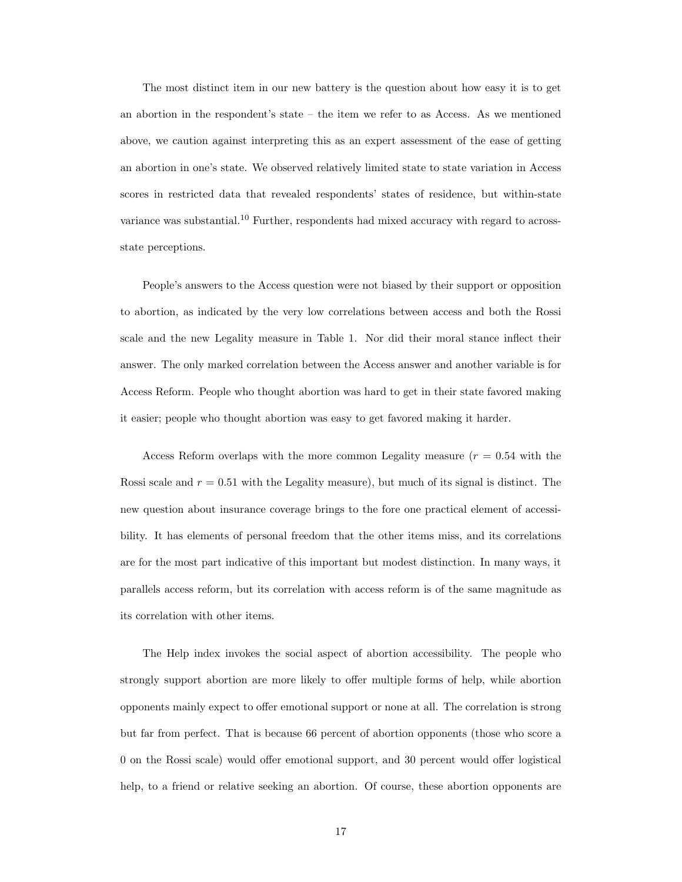The most distinct item in our new battery is the question about how easy it is to get an abortion in the respondent's state – the item we refer to as Access. As we mentioned above, we caution against interpreting this as an expert assessment of the ease of getting an abortion in one's state. We observed relatively limited state to state variation in Access scores in restricted data that revealed respondents' states of residence, but within-state variance was substantial.[10] Further, respondents had mixed accuracy with regard to across-state perceptions.

People's answers to the Access question were not biased by their support or opposition to abortion, as indicated by the very low correlations between access and both the Rossi scale and the new Legality measure in Table 1. Nor did their moral stance inflect their answer. The only marked correlation between the Access answer and another variable is for Access Reform. People who thought abortion was hard to get in their state favored making it easier; people who thought abortion was easy to get favored making it harder.

Access Reform overlaps with the more common Legality measure ($r = 0.54$ with the Rossi scale and $r = 0.51$ with the Legality measure), but much of its signal is distinct. The new question about insurance coverage brings to the fore one practical element of accessibility. It has elements of personal freedom that the other items miss, and its correlations are for the most part indicative of this important but modest distinction. In many ways, it parallels access reform, but its correlation with access reform is of the same magnitude as its correlation with other items.

The Help index invokes the social aspect of abortion accessibility. The people who strongly support abortion are more likely to offer multiple forms of help, while abortion opponents mainly expect to offer emotional support or none at all. The correlation is strong but far from perfect. That is because 66 percent of abortion opponents (those who score a 0 on the Rossi scale) would offer emotional support, and 30 percent would offer logistical help, to a friend or relative seeking an abortion. Of course, these abortion opponents are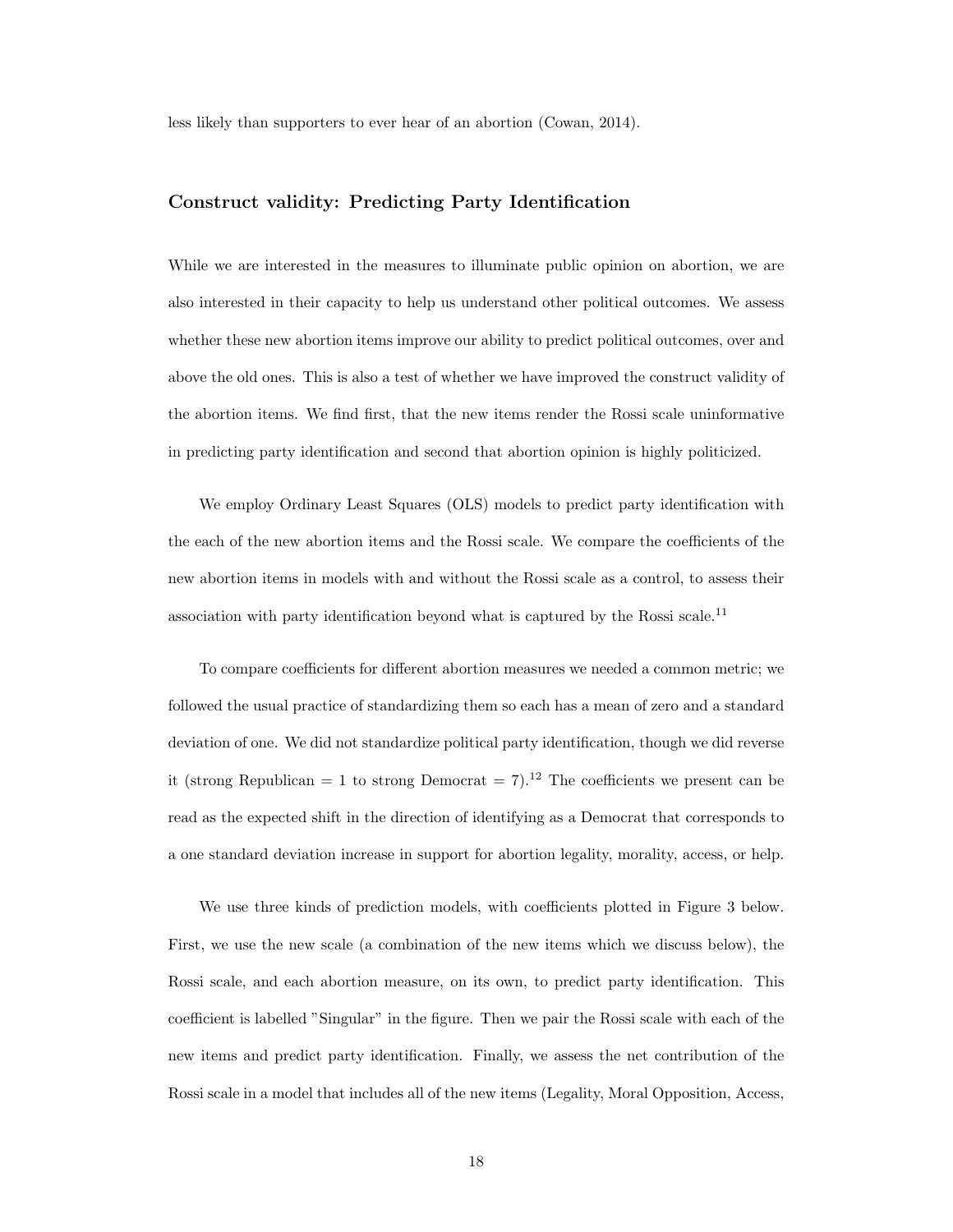less likely than supporters to ever hear of an abortion (Cowan, 2014).

### Construct validity: Predicting Party Identification

While we are interested in the measures to illuminate public opinion on abortion, we are also interested in their capacity to help us understand other political outcomes. We assess whether these new abortion items improve our ability to predict political outcomes, over and above the old ones. This is also a test of whether we have improved the construct validity of the abortion items. We find first, that the new items render the Rossi scale uninformative in predicting party identification and second that abortion opinion is highly politicized.

We employ Ordinary Least Squares (OLS) models to predict party identification with the each of the new abortion items and the Rossi scale. We compare the coefficients of the new abortion items in models with and without the Rossi scale as a control, to assess their association with party identification beyond what is captured by the Rossi scale.[11]

To compare coefficients for different abortion measures we needed a common metric; we followed the usual practice of standardizing them so each has a mean of zero and a standard deviation of one. We did not standardize political party identification, though we did reverse it (strong Republican = 1 to strong Democrat = 7).[12] The coefficients we present can be read as the expected shift in the direction of identifying as a Democrat that corresponds to a one standard deviation increase in support for abortion legality, morality, access, or help.

We use three kinds of prediction models, with coefficients plotted in Figure 3 below. First, we use the new scale (a combination of the new items which we discuss below), the Rossi scale, and each abortion measure, on its own, to predict party identification. This coefficient is labelled "Singular" in the figure. Then we pair the Rossi scale with each of the new items and predict party identification. Finally, we assess the net contribution of the Rossi scale in a model that includes all of the new items (Legality, Moral Opposition, Access,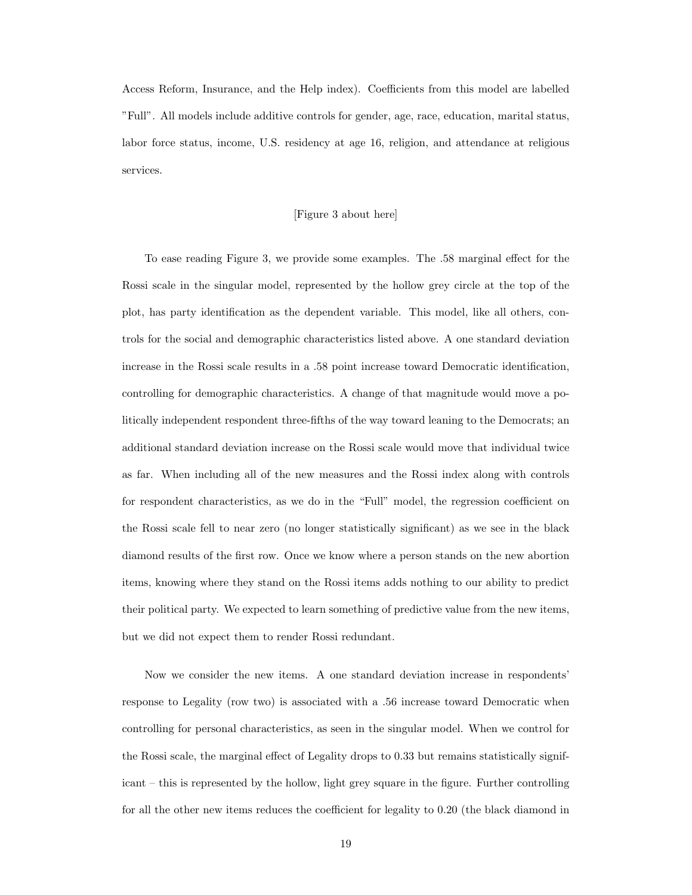Access Reform, Insurance, and the Help index). Coefficients from this model are labelled "Full". All models include additive controls for gender, age, race, education, marital status, labor force status, income, U.S. residency at age 16, religion, and attendance at religious services.

[Figure 3 about here]

To ease reading Figure 3, we provide some examples. The .58 marginal effect for the Rossi scale in the singular model, represented by the hollow grey circle at the top of the plot, has party identification as the dependent variable. This model, like all others, controls for the social and demographic characteristics listed above. A one standard deviation increase in the Rossi scale results in a .58 point increase toward Democratic identification, controlling for demographic characteristics. A change of that magnitude would move a politically independent respondent three-fifths of the way toward leaning to the Democrats; an additional standard deviation increase on the Rossi scale would move that individual twice as far. When including all of the new measures and the Rossi index along with controls for respondent characteristics, as we do in the "Full" model, the regression coefficient on the Rossi scale fell to near zero (no longer statistically significant) as we see in the black diamond results of the first row. Once we know where a person stands on the new abortion items, knowing where they stand on the Rossi items adds nothing to our ability to predict their political party. We expected to learn something of predictive value from the new items, but we did not expect them to render Rossi redundant.

Now we consider the new items. A one standard deviation increase in respondents' response to Legality (row two) is associated with a .56 increase toward Democratic when controlling for personal characteristics, as seen in the singular model. When we control for the Rossi scale, the marginal effect of Legality drops to 0.33 but remains statistically significant – this is represented by the hollow, light grey square in the figure. Further controlling for all the other new items reduces the coefficient for legality to 0.20 (the black diamond in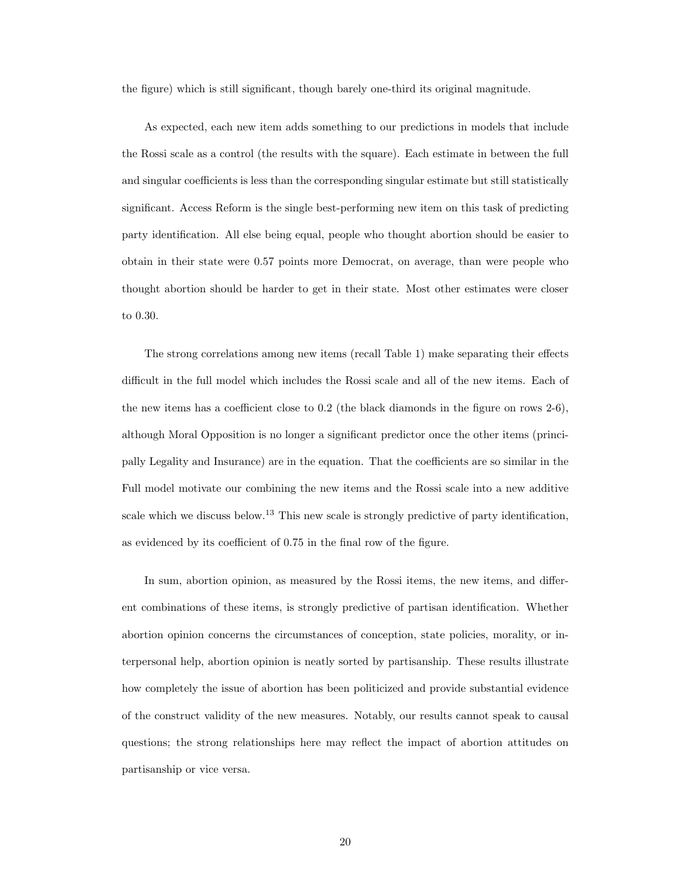the figure) which is still significant, though barely one-third its original magnitude.

As expected, each new item adds something to our predictions in models that include the Rossi scale as a control (the results with the square). Each estimate in between the full and singular coefficients is less than the corresponding singular estimate but still statistically significant. Access Reform is the single best-performing new item on this task of predicting party identification. All else being equal, people who thought abortion should be easier to obtain in their state were 0.57 points more Democrat, on average, than were people who thought abortion should be harder to get in their state. Most other estimates were closer to 0.30.

The strong correlations among new items (recall Table 1) make separating their effects difficult in the full model which includes the Rossi scale and all of the new items. Each of the new items has a coefficient close to 0.2 (the black diamonds in the figure on rows 2-6), although Moral Opposition is no longer a significant predictor once the other items (principally Legality and Insurance) are in the equation. That the coefficients are so similar in the Full model motivate our combining the new items and the Rossi scale into a new additive scale which we discuss below.[13] This new scale is strongly predictive of party identification, as evidenced by its coefficient of 0.75 in the final row of the figure.

In sum, abortion opinion, as measured by the Rossi items, the new items, and different combinations of these items, is strongly predictive of partisan identification. Whether abortion opinion concerns the circumstances of conception, state policies, morality, or interpersonal help, abortion opinion is neatly sorted by partisanship. These results illustrate how completely the issue of abortion has been politicized and provide substantial evidence of the construct validity of the new measures. Notably, our results cannot speak to causal questions; the strong relationships here may reflect the impact of abortion attitudes on partisanship or vice versa.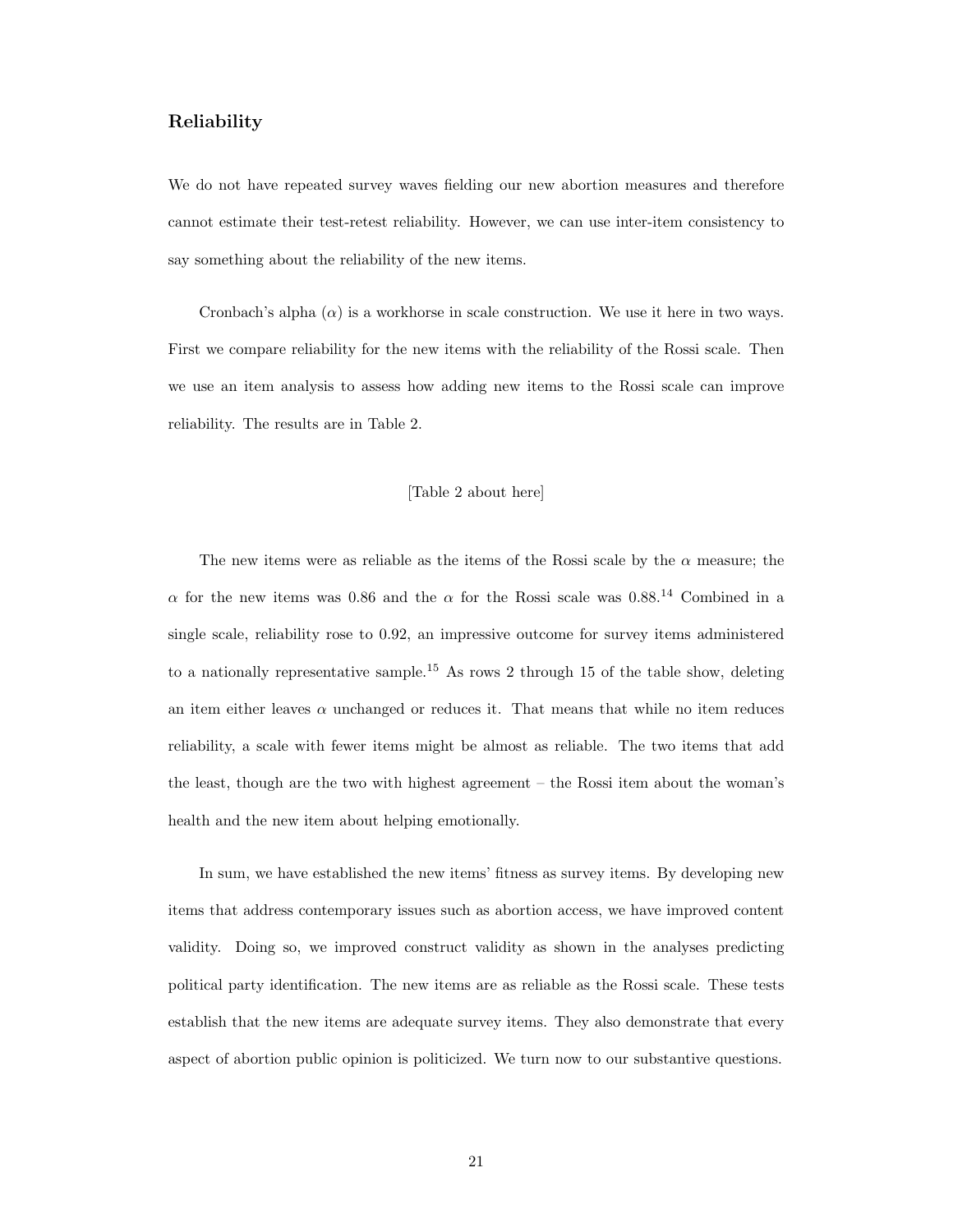## Reliability

We do not have repeated survey waves fielding our new abortion measures and therefore cannot estimate their test-retest reliability. However, we can use inter-item consistency to say something about the reliability of the new items.

Cronbach's alpha ($\alpha$) is a workhorse in scale construction. We use it here in two ways. First we compare reliability for the new items with the reliability of the Rossi scale. Then we use an item analysis to assess how adding new items to the Rossi scale can improve reliability. The results are in Table 2.

[Table 2 about here]

The new items were as reliable as the items of the Rossi scale by the $\alpha$ measure; the $\alpha$ for the new items was 0.86 and the $\alpha$ for the Rossi scale was 0.88.[14] Combined in a single scale, reliability rose to 0.92, an impressive outcome for survey items administered to a nationally representative sample.[15] As rows 2 through 15 of the table show, deleting an item either leaves $\alpha$ unchanged or reduces it. That means that while no item reduces reliability, a scale with fewer items might be almost as reliable. The two items that add the least, though are the two with highest agreement – the Rossi item about the woman's health and the new item about helping emotionally.

In sum, we have established the new items' fitness as survey items. By developing new items that address contemporary issues such as abortion access, we have improved content validity. Doing so, we improved construct validity as shown in the analyses predicting political party identification. The new items are as reliable as the Rossi scale. These tests establish that the new items are adequate survey items. They also demonstrate that every aspect of abortion public opinion is politicized. We turn now to our substantive questions.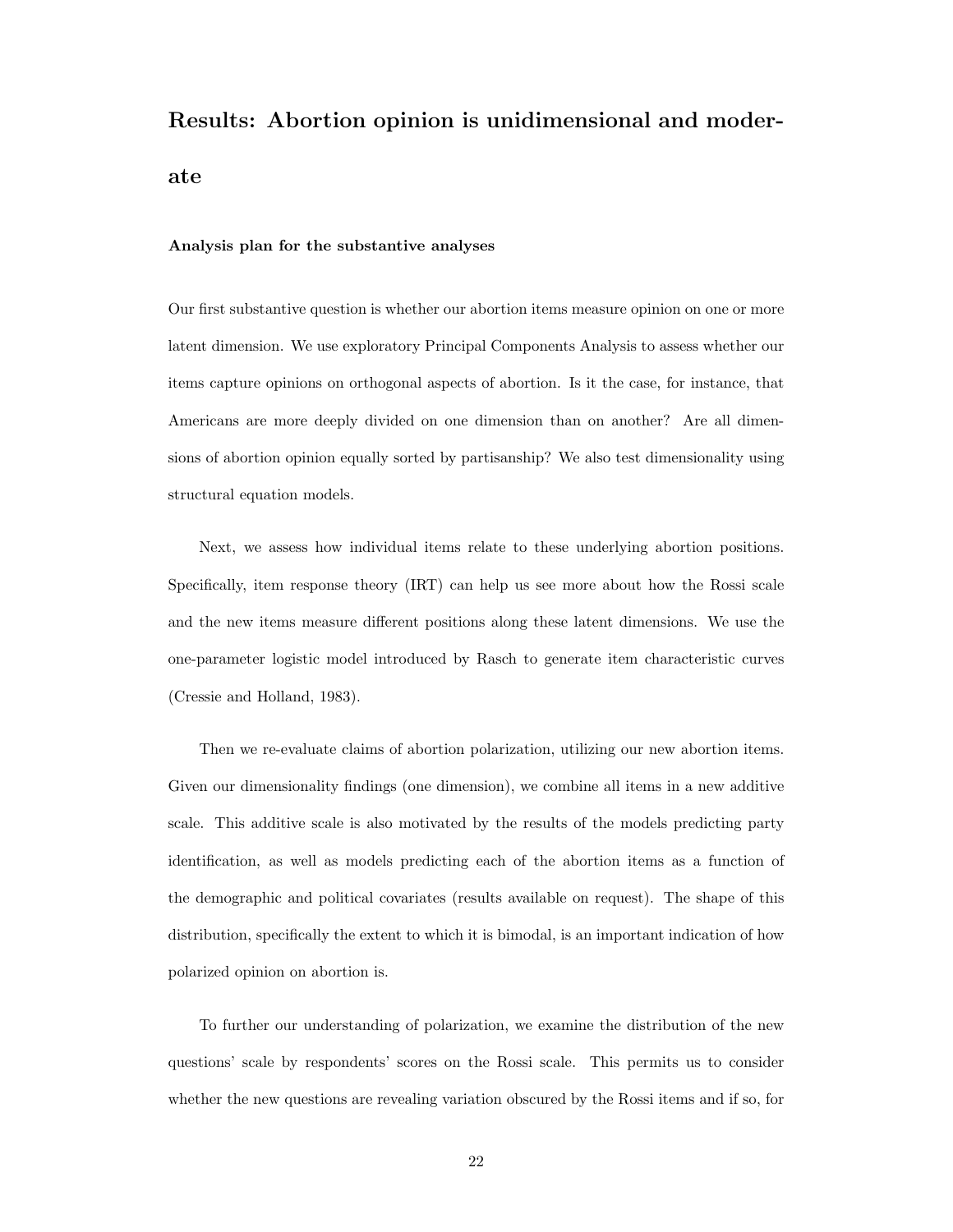## Results: Abortion opinion is unidimensional and moderate

### Analysis plan for the substantive analyses

Our first substantive question is whether our abortion items measure opinion on one or more latent dimension. We use exploratory Principal Components Analysis to assess whether our items capture opinions on orthogonal aspects of abortion. Is it the case, for instance, that Americans are more deeply divided on one dimension than on another? Are all dimensions of abortion opinion equally sorted by partisanship? We also test dimensionality using structural equation models.

Next, we assess how individual items relate to these underlying abortion positions. Specifically, item response theory (IRT) can help us see more about how the Rossi scale and the new items measure different positions along these latent dimensions. We use the one-parameter logistic model introduced by Rasch to generate item characteristic curves (Cressie and Holland, 1983).

Then we re-evaluate claims of abortion polarization, utilizing our new abortion items. Given our dimensionality findings (one dimension), we combine all items in a new additive scale. This additive scale is also motivated by the results of the models predicting party identification, as well as models predicting each of the abortion items as a function of the demographic and political covariates (results available on request). The shape of this distribution, specifically the extent to which it is bimodal, is an important indication of how polarized opinion on abortion is.

To further our understanding of polarization, we examine the distribution of the new questions' scale by respondents' scores on the Rossi scale. This permits us to consider whether the new questions are revealing variation obscured by the Rossi items and if so, for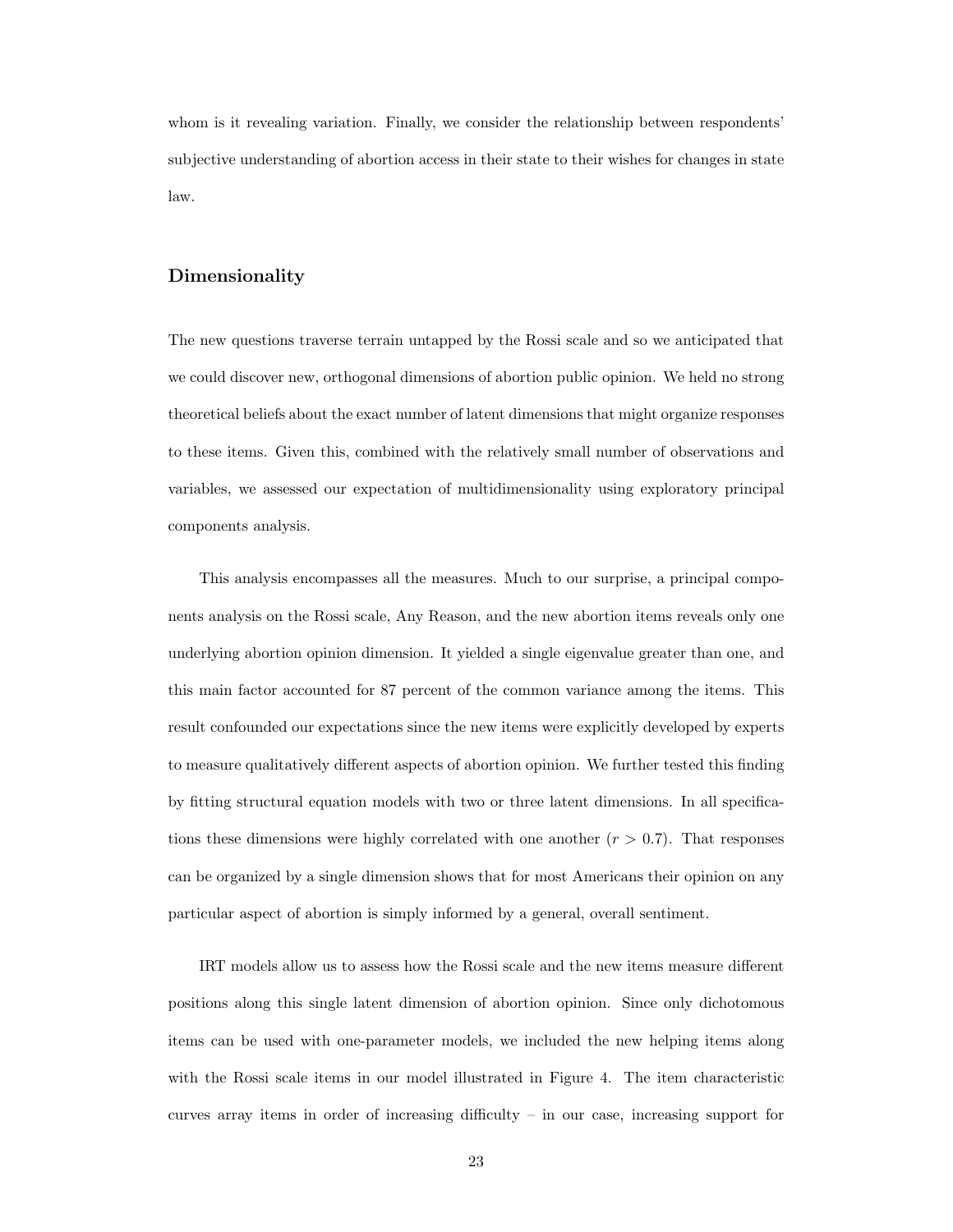whom is it revealing variation. Finally, we consider the relationship between respondents' subjective understanding of abortion access in their state to their wishes for changes in state law.

### Dimensionality

The new questions traverse terrain untapped by the Rossi scale and so we anticipated that we could discover new, orthogonal dimensions of abortion public opinion. We held no strong theoretical beliefs about the exact number of latent dimensions that might organize responses to these items. Given this, combined with the relatively small number of observations and variables, we assessed our expectation of multidimensionality using exploratory principal components analysis.

This analysis encompasses all the measures. Much to our surprise, a principal components analysis on the Rossi scale, Any Reason, and the new abortion items reveals only one underlying abortion opinion dimension. It yielded a single eigenvalue greater than one, and this main factor accounted for 87 percent of the common variance among the items. This result confounded our expectations since the new items were explicitly developed by experts to measure qualitatively different aspects of abortion opinion. We further tested this finding by fitting structural equation models with two or three latent dimensions. In all specifications these dimensions were highly correlated with one another ($r > 0.7$). That responses can be organized by a single dimension shows that for most Americans their opinion on any particular aspect of abortion is simply informed by a general, overall sentiment.

IRT models allow us to assess how the Rossi scale and the new items measure different positions along this single latent dimension of abortion opinion. Since only dichotomous items can be used with one-parameter models, we included the new helping items along with the Rossi scale items in our model illustrated in Figure 4. The item characteristic curves array items in order of increasing difficulty – in our case, increasing support for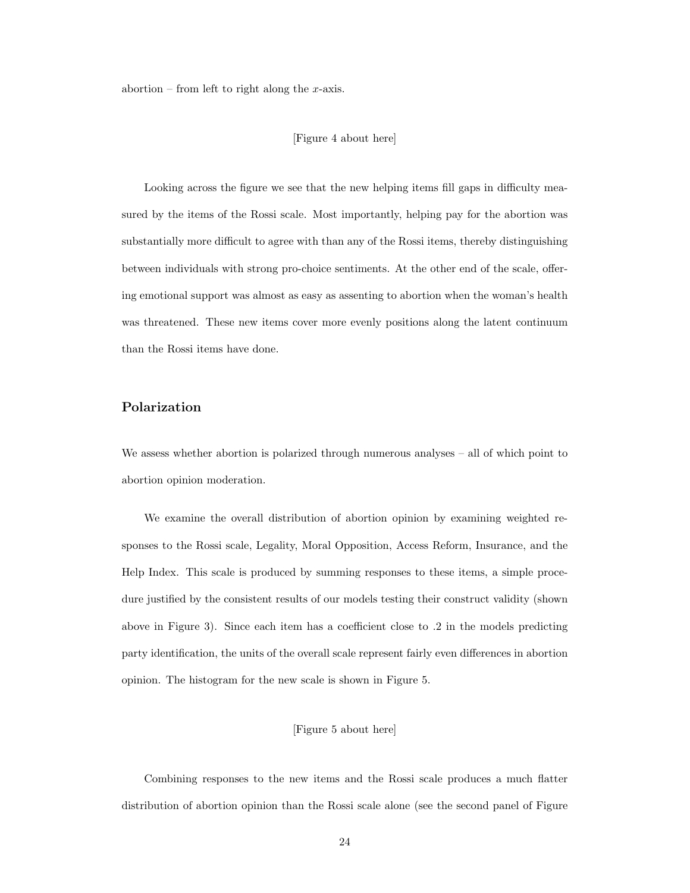abortion – from left to right along the $x$-axis.

[Figure 4 about here]

Looking across the figure we see that the new helping items fill gaps in difficulty measured by the items of the Rossi scale. Most importantly, helping pay for the abortion was substantially more difficult to agree with than any of the Rossi items, thereby distinguishing between individuals with strong pro-choice sentiments. At the other end of the scale, offering emotional support was almost as easy as assenting to abortion when the woman's health was threatened. These new items cover more evenly positions along the latent continuum than the Rossi items have done.

## Polarization

We assess whether abortion is polarized through numerous analyses – all of which point to abortion opinion moderation.

We examine the overall distribution of abortion opinion by examining weighted responses to the Rossi scale, Legality, Moral Opposition, Access Reform, Insurance, and the Help Index. This scale is produced by summing responses to these items, a simple procedure justified by the consistent results of our models testing their construct validity (shown above in Figure 3). Since each item has a coefficient close to .2 in the models predicting party identification, the units of the overall scale represent fairly even differences in abortion opinion. The histogram for the new scale is shown in Figure 5.

[Figure 5 about here]

Combining responses to the new items and the Rossi scale produces a much flatter distribution of abortion opinion than the Rossi scale alone (see the second panel of Figure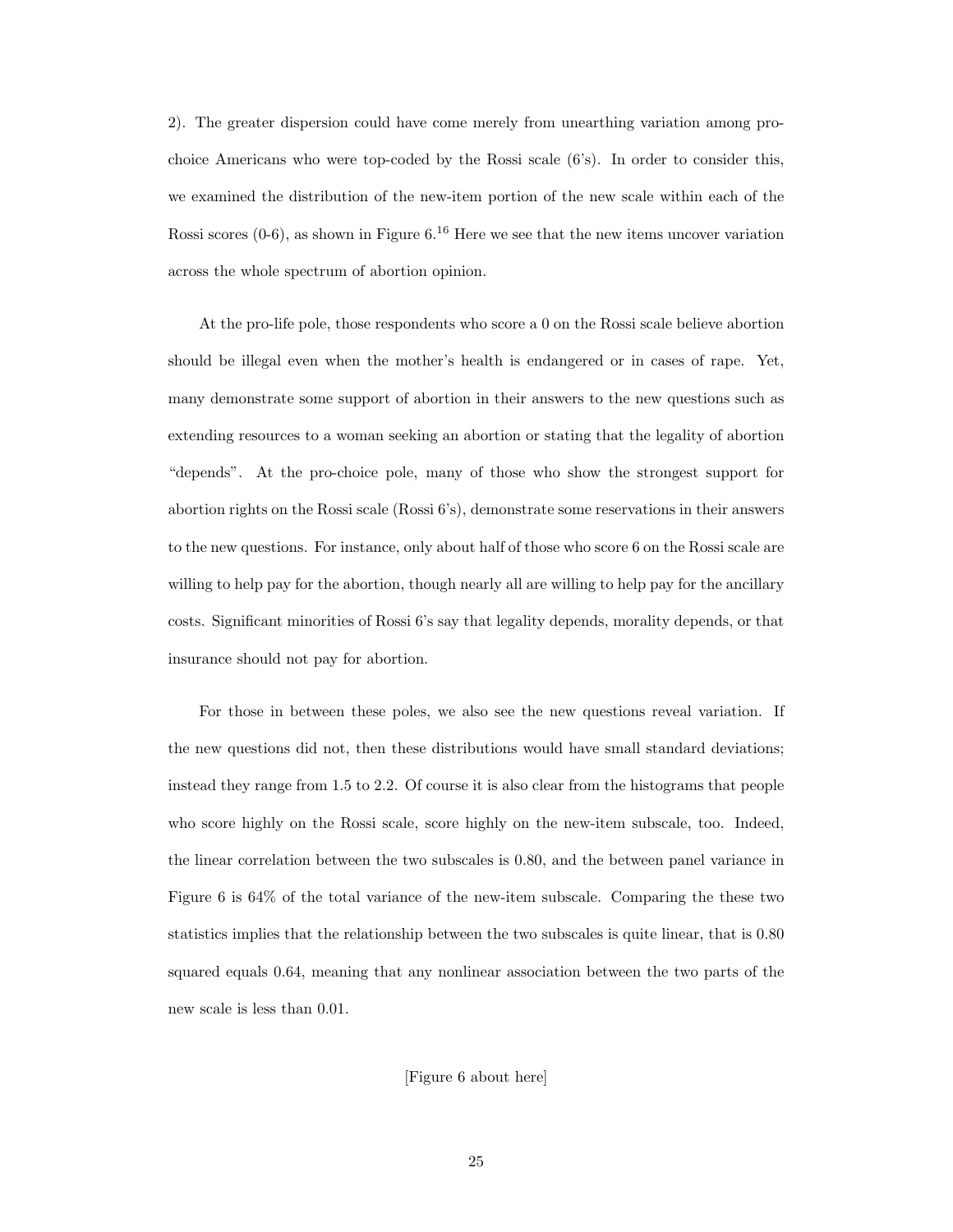2). The greater dispersion could have come merely from unearthing variation among pro-choice Americans who were top-coded by the Rossi scale (6's). In order to consider this, we examined the distribution of the new-item portion of the new scale within each of the Rossi scores (0-6), as shown in Figure 6.[16] Here we see that the new items uncover variation across the whole spectrum of abortion opinion.

At the pro-life pole, those respondents who score a 0 on the Rossi scale believe abortion should be illegal even when the mother's health is endangered or in cases of rape. Yet, many demonstrate some support of abortion in their answers to the new questions such as extending resources to a woman seeking an abortion or stating that the legality of abortion "depends". At the pro-choice pole, many of those who show the strongest support for abortion rights on the Rossi scale (Rossi 6's), demonstrate some reservations in their answers to the new questions. For instance, only about half of those who score 6 on the Rossi scale are willing to help pay for the abortion, though nearly all are willing to help pay for the ancillary costs. Significant minorities of Rossi 6's say that legality depends, morality depends, or that insurance should not pay for abortion.

For those in between these poles, we also see the new questions reveal variation. If the new questions did not, then these distributions would have small standard deviations; instead they range from 1.5 to 2.2. Of course it is also clear from the histograms that people who score highly on the Rossi scale, score highly on the new-item subscale, too. Indeed, the linear correlation between the two subscales is 0.80, and the between panel variance in Figure 6 is 64% of the total variance of the new-item subscale. Comparing the these two statistics implies that the relationship between the two subscales is quite linear, that is 0.80 squared equals 0.64, meaning that any nonlinear association between the two parts of the new scale is less than 0.01.

[Figure 6 about here]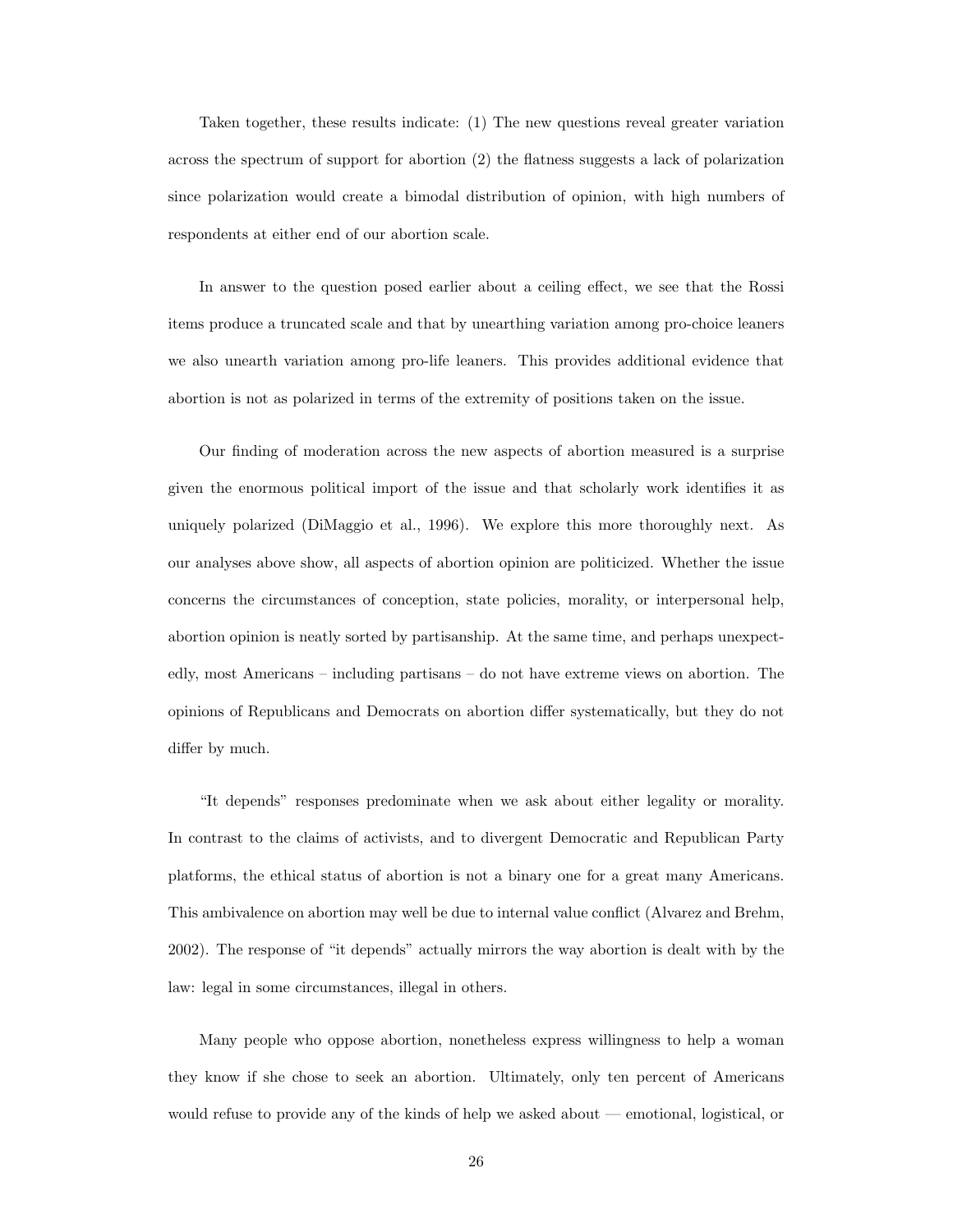Taken together, these results indicate: (1) The new questions reveal greater variation across the spectrum of support for abortion (2) the flatness suggests a lack of polarization since polarization would create a bimodal distribution of opinion, with high numbers of respondents at either end of our abortion scale.

In answer to the question posed earlier about a ceiling effect, we see that the Rossi items produce a truncated scale and that by unearthing variation among pro-choice leaners we also unearth variation among pro-life leaners. This provides additional evidence that abortion is not as polarized in terms of the extremity of positions taken on the issue.

Our finding of moderation across the new aspects of abortion measured is a surprise given the enormous political import of the issue and that scholarly work identifies it as uniquely polarized (DiMaggio et al., 1996). We explore this more thoroughly next. As our analyses above show, all aspects of abortion opinion are politicized. Whether the issue concerns the circumstances of conception, state policies, morality, or interpersonal help, abortion opinion is neatly sorted by partisanship. At the same time, and perhaps unexpectedly, most Americans – including partisans – do not have extreme views on abortion. The opinions of Republicans and Democrats on abortion differ systematically, but they do not differ by much.

"It depends" responses predominate when we ask about either legality or morality. In contrast to the claims of activists, and to divergent Democratic and Republican Party platforms, the ethical status of abortion is not a binary one for a great many Americans. This ambivalence on abortion may well be due to internal value conflict (Alvarez and Brehm, 2002). The response of "it depends" actually mirrors the way abortion is dealt with by the law: legal in some circumstances, illegal in others.

Many people who oppose abortion, nonetheless express willingness to help a woman they know if she chose to seek an abortion. Ultimately, only ten percent of Americans would refuse to provide any of the kinds of help we asked about — emotional, logistical, or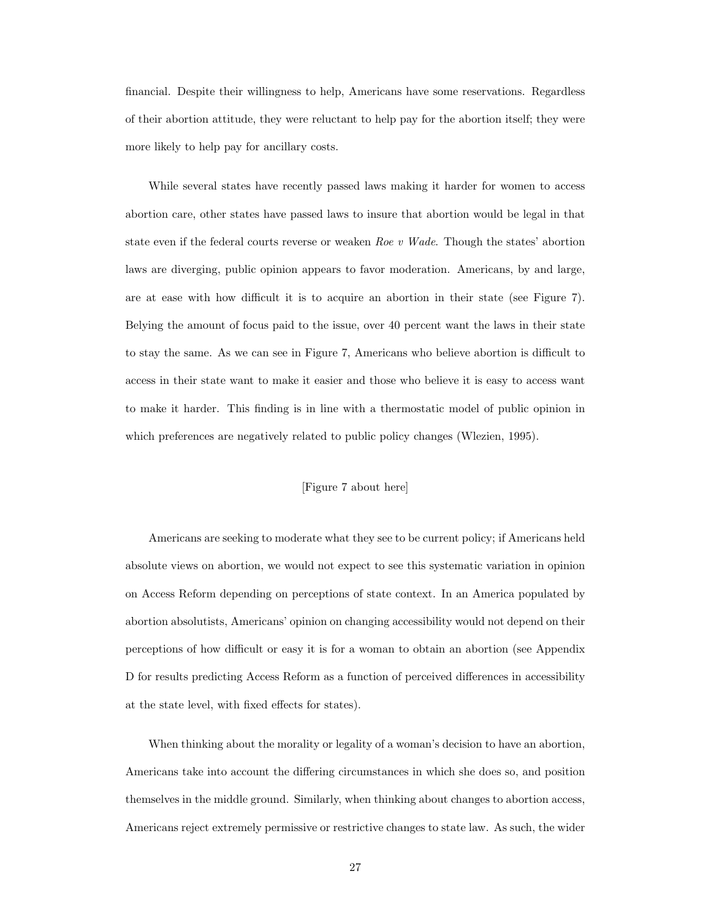financial. Despite their willingness to help, Americans have some reservations. Regardless of their abortion attitude, they were reluctant to help pay for the abortion itself; they were more likely to help pay for ancillary costs.

While several states have recently passed laws making it harder for women to access abortion care, other states have passed laws to insure that abortion would be legal in that state even if the federal courts reverse or weaken *Roe v Wade*. Though the states' abortion laws are diverging, public opinion appears to favor moderation. Americans, by and large, are at ease with how difficult it is to acquire an abortion in their state (see Figure 7). Belying the amount of focus paid to the issue, over 40 percent want the laws in their state to stay the same. As we can see in Figure 7, Americans who believe abortion is difficult to access in their state want to make it easier and those who believe it is easy to access want to make it harder. This finding is in line with a thermostatic model of public opinion in which preferences are negatively related to public policy changes (Wlezien, 1995).

[Figure 7 about here]

Americans are seeking to moderate what they see to be current policy; if Americans held absolute views on abortion, we would not expect to see this systematic variation in opinion on Access Reform depending on perceptions of state context. In an America populated by abortion absolutists, Americans' opinion on changing accessibility would not depend on their perceptions of how difficult or easy it is for a woman to obtain an abortion (see Appendix D for results predicting Access Reform as a function of perceived differences in accessibility at the state level, with fixed effects for states).

When thinking about the morality or legality of a woman's decision to have an abortion, Americans take into account the differing circumstances in which she does so, and position themselves in the middle ground. Similarly, when thinking about changes to abortion access, Americans reject extremely permissive or restrictive changes to state law. As such, the wider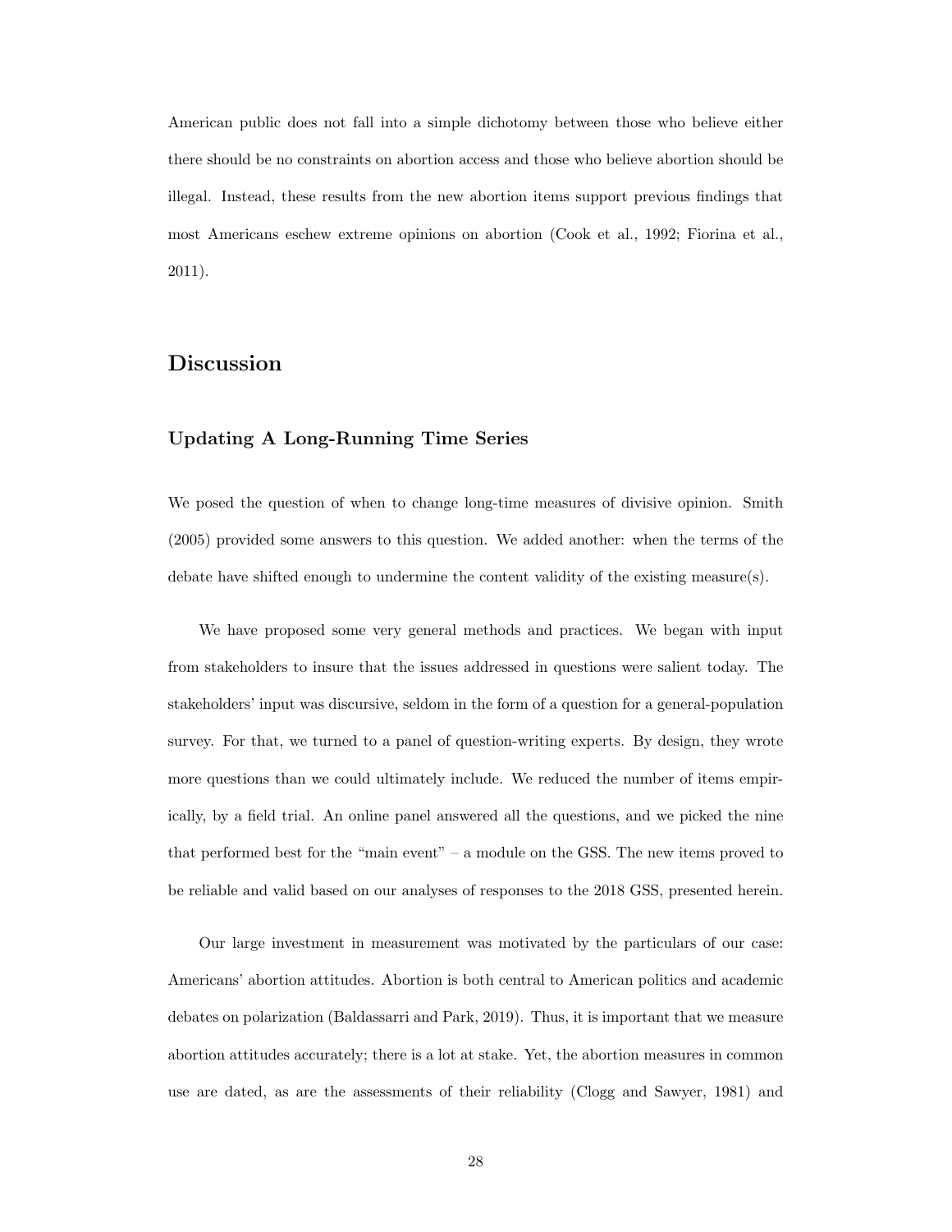American public does not fall into a simple dichotomy between those who believe either there should be no constraints on abortion access and those who believe abortion should be illegal. Instead, these results from the new abortion items support previous findings that most Americans eschew extreme opinions on abortion (Cook et al., 1992; Fiorina et al., 2011).

## Discussion

### Updating A Long-Running Time Series

We posed the question of when to change long-time measures of divisive opinion. Smith (2005) provided some answers to this question. We added another: when the terms of the debate have shifted enough to undermine the content validity of the existing measure(s).

We have proposed some very general methods and practices. We began with input from stakeholders to insure that the issues addressed in questions were salient today. The stakeholders' input was discursive, seldom in the form of a question for a general-population survey. For that, we turned to a panel of question-writing experts. By design, they wrote more questions than we could ultimately include. We reduced the number of items empirically, by a field trial. An online panel answered all the questions, and we picked the nine that performed best for the "main event" – a module on the GSS. The new items proved to be reliable and valid based on our analyses of responses to the 2018 GSS, presented herein.

Our large investment in measurement was motivated by the particulars of our case: Americans' abortion attitudes. Abortion is both central to American politics and academic debates on polarization (Baldassarri and Park, 2019). Thus, it is important that we measure abortion attitudes accurately; there is a lot at stake. Yet, the abortion measures in common use are dated, as are the assessments of their reliability (Clogg and Sawyer, 1981) and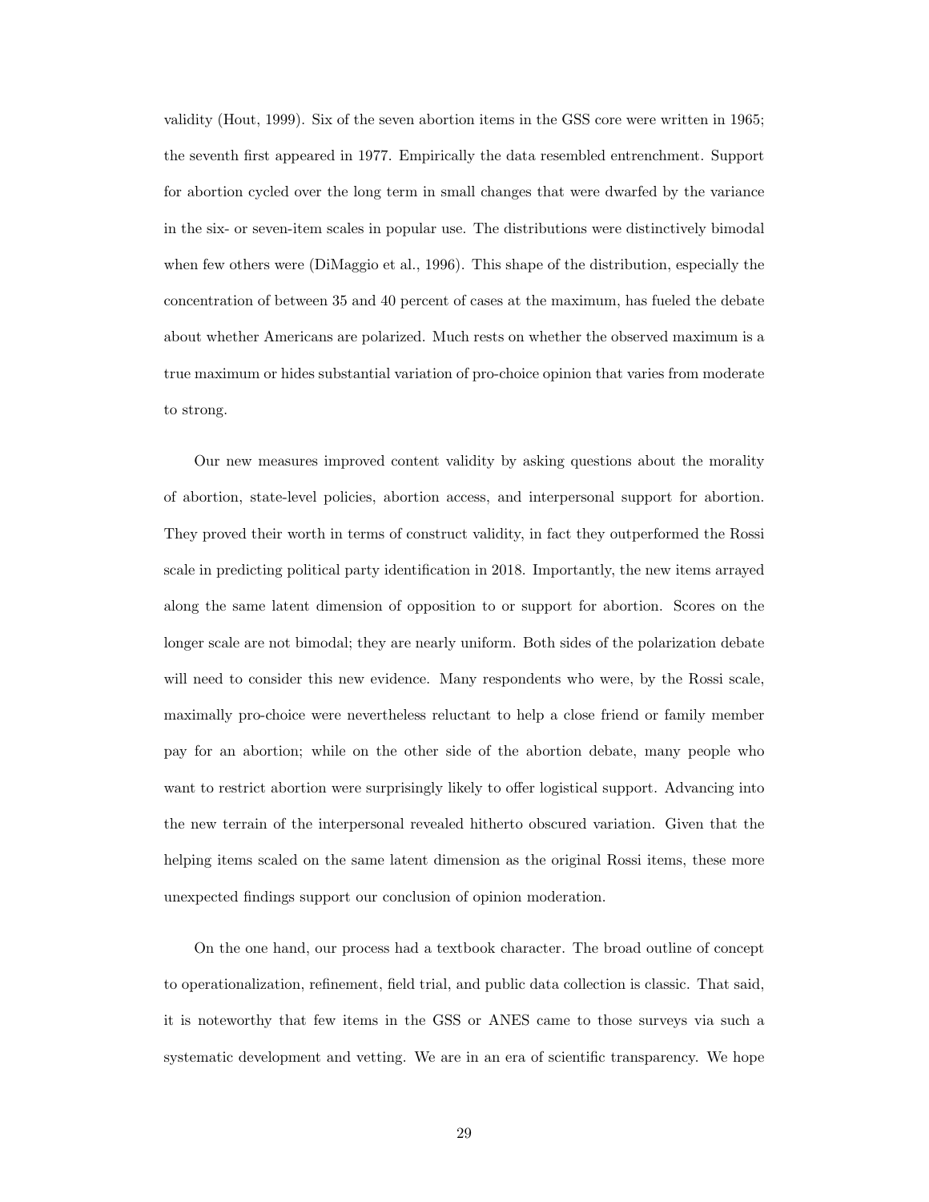validity (Hout, 1999). Six of the seven abortion items in the GSS core were written in 1965; the seventh first appeared in 1977. Empirically the data resembled entrenchment. Support for abortion cycled over the long term in small changes that were dwarfed by the variance in the six- or seven-item scales in popular use. The distributions were distinctively bimodal when few others were (DiMaggio et al., 1996). This shape of the distribution, especially the concentration of between 35 and 40 percent of cases at the maximum, has fueled the debate about whether Americans are polarized. Much rests on whether the observed maximum is a true maximum or hides substantial variation of pro-choice opinion that varies from moderate to strong.

Our new measures improved content validity by asking questions about the morality of abortion, state-level policies, abortion access, and interpersonal support for abortion. They proved their worth in terms of construct validity, in fact they outperformed the Rossi scale in predicting political party identification in 2018. Importantly, the new items arrayed along the same latent dimension of opposition to or support for abortion. Scores on the longer scale are not bimodal; they are nearly uniform. Both sides of the polarization debate will need to consider this new evidence. Many respondents who were, by the Rossi scale, maximally pro-choice were nevertheless reluctant to help a close friend or family member pay for an abortion; while on the other side of the abortion debate, many people who want to restrict abortion were surprisingly likely to offer logistical support. Advancing into the new terrain of the interpersonal revealed hitherto obscured variation. Given that the helping items scaled on the same latent dimension as the original Rossi items, these more unexpected findings support our conclusion of opinion moderation.

On the one hand, our process had a textbook character. The broad outline of concept to operationalization, refinement, field trial, and public data collection is classic. That said, it is noteworthy that few items in the GSS or ANES came to those surveys via such a systematic development and vetting. We are in an era of scientific transparency. We hope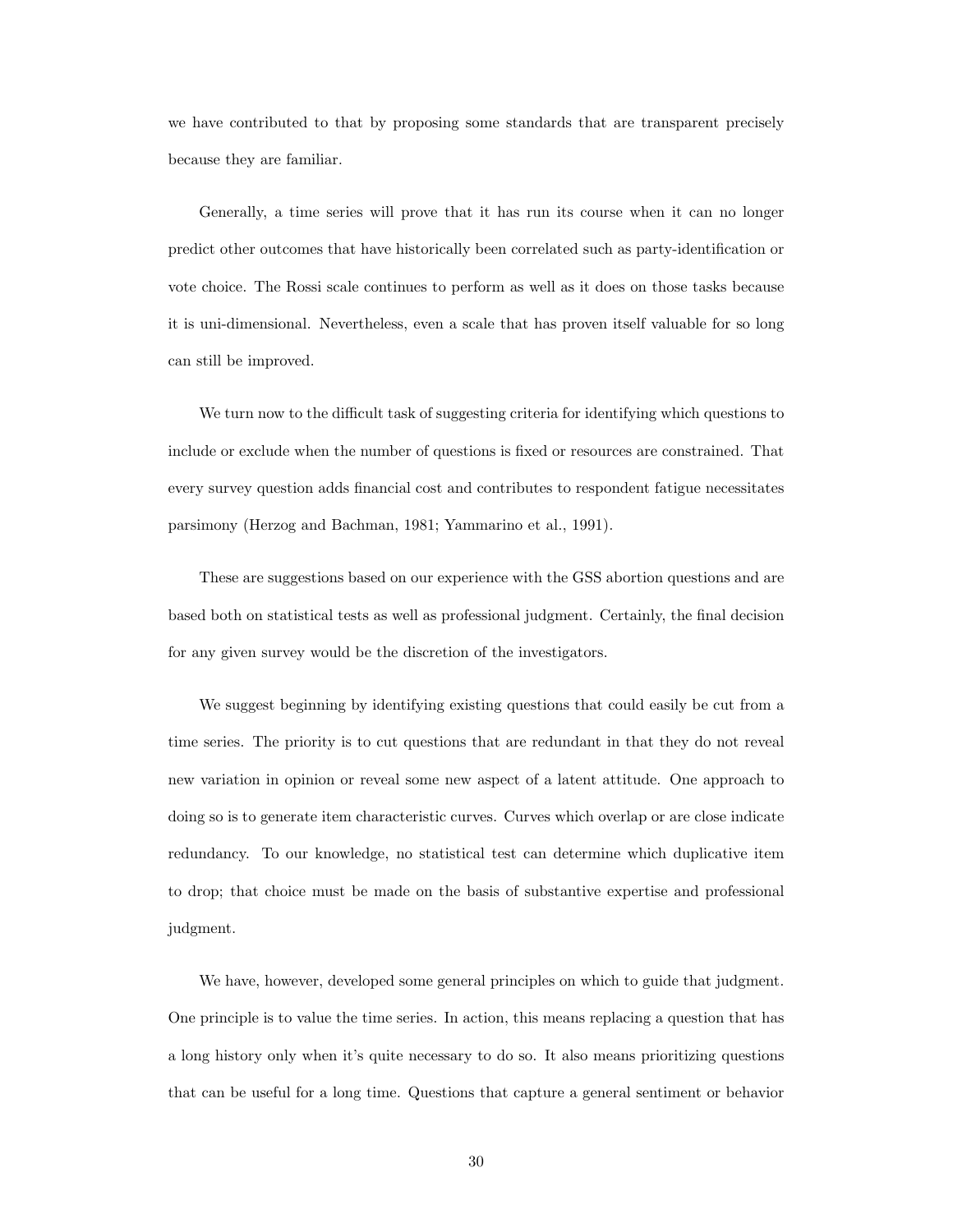we have contributed to that by proposing some standards that are transparent precisely because they are familiar.

Generally, a time series will prove that it has run its course when it can no longer predict other outcomes that have historically been correlated such as party-identification or vote choice. The Rossi scale continues to perform as well as it does on those tasks because it is uni-dimensional. Nevertheless, even a scale that has proven itself valuable for so long can still be improved.

We turn now to the difficult task of suggesting criteria for identifying which questions to include or exclude when the number of questions is fixed or resources are constrained. That every survey question adds financial cost and contributes to respondent fatigue necessitates parsimony (Herzog and Bachman, 1981; Yammarino et al., 1991).

These are suggestions based on our experience with the GSS abortion questions and are based both on statistical tests as well as professional judgment. Certainly, the final decision for any given survey would be the discretion of the investigators.

We suggest beginning by identifying existing questions that could easily be cut from a time series. The priority is to cut questions that are redundant in that they do not reveal new variation in opinion or reveal some new aspect of a latent attitude. One approach to doing so is to generate item characteristic curves. Curves which overlap or are close indicate redundancy. To our knowledge, no statistical test can determine which duplicative item to drop; that choice must be made on the basis of substantive expertise and professional judgment.

We have, however, developed some general principles on which to guide that judgment. One principle is to value the time series. In action, this means replacing a question that has a long history only when it's quite necessary to do so. It also means prioritizing questions that can be useful for a long time. Questions that capture a general sentiment or behavior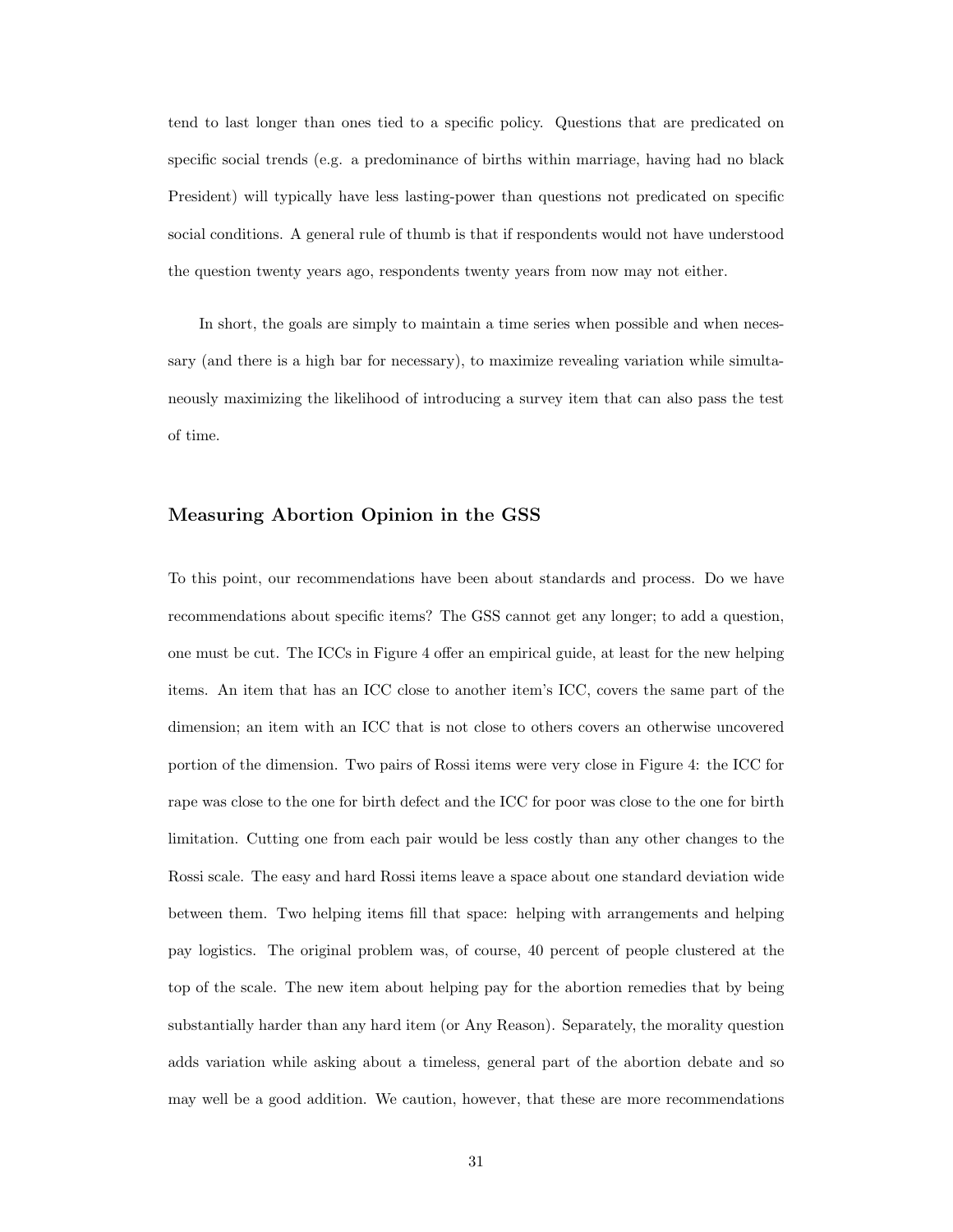tend to last longer than ones tied to a specific policy. Questions that are predicated on specific social trends (e.g. a predominance of births within marriage, having had no black President) will typically have less lasting-power than questions not predicated on specific social conditions. A general rule of thumb is that if respondents would not have understood the question twenty years ago, respondents twenty years from now may not either.

In short, the goals are simply to maintain a time series when possible and when necessary (and there is a high bar for necessary), to maximize revealing variation while simultaneously maximizing the likelihood of introducing a survey item that can also pass the test of time.

## Measuring Abortion Opinion in the GSS

To this point, our recommendations have been about standards and process. Do we have recommendations about specific items? The GSS cannot get any longer; to add a question, one must be cut. The ICCs in Figure 4 offer an empirical guide, at least for the new helping items. An item that has an ICC close to another item's ICC, covers the same part of the dimension; an item with an ICC that is not close to others covers an otherwise uncovered portion of the dimension. Two pairs of Rossi items were very close in Figure 4: the ICC for rape was close to the one for birth defect and the ICC for poor was close to the one for birth limitation. Cutting one from each pair would be less costly than any other changes to the Rossi scale. The easy and hard Rossi items leave a space about one standard deviation wide between them. Two helping items fill that space: helping with arrangements and helping pay logistics. The original problem was, of course, 40 percent of people clustered at the top of the scale. The new item about helping pay for the abortion remedies that by being substantially harder than any hard item (or Any Reason). Separately, the morality question adds variation while asking about a timeless, general part of the abortion debate and so may well be a good addition. We caution, however, that these are more recommendations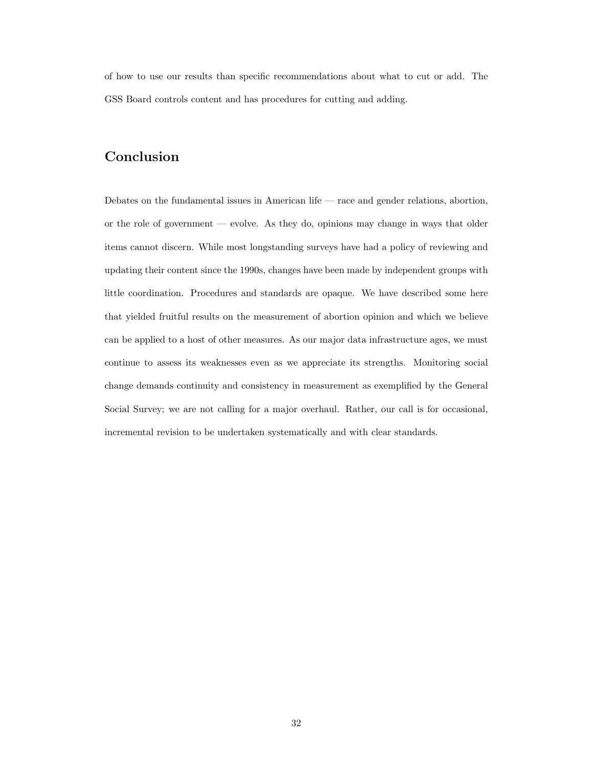of how to use our results than specific recommendations about what to cut or add. The GSS Board controls content and has procedures for cutting and adding.

## Conclusion

Debates on the fundamental issues in American life — race and gender relations, abortion, or the role of government — evolve. As they do, opinions may change in ways that older items cannot discern. While most longstanding surveys have had a policy of reviewing and updating their content since the 1990s, changes have been made by independent groups with little coordination. Procedures and standards are opaque. We have described some here that yielded fruitful results on the measurement of abortion opinion and which we believe can be applied to a host of other measures. As our major data infrastructure ages, we must continue to assess its weaknesses even as we appreciate its strengths. Monitoring social change demands continuity and consistency in measurement as exemplified by the General Social Survey; we are not calling for a major overhaul. Rather, our call is for occasional, incremental revision to be undertaken systematically and with clear standards.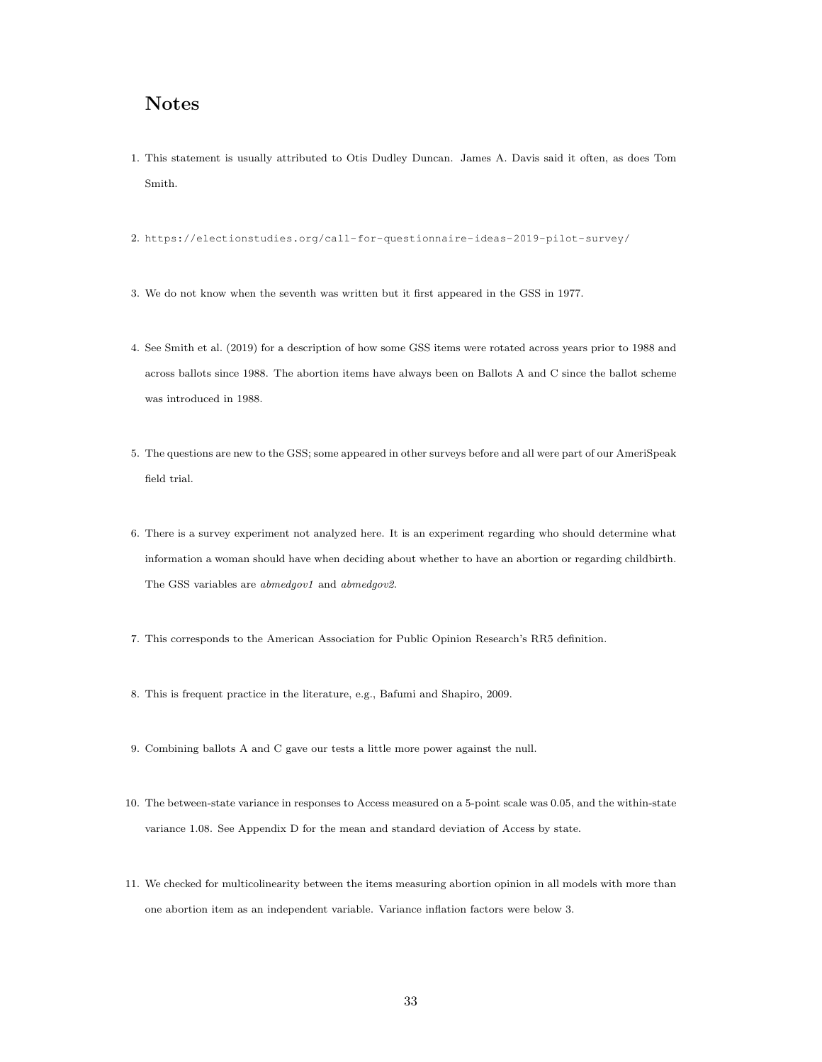## Notes

1. This statement is usually attributed to Otis Dudley Duncan. James A. Davis said it often, as does Tom Smith.

2. https://electionstudies.org/call-for-questionnaire-ideas-2019-pilot-survey/

3. We do not know when the seventh was written but it first appeared in the GSS in 1977.

4. See Smith et al. (2019) for a description of how some GSS items were rotated across years prior to 1988 and across ballots since 1988. The abortion items have always been on Ballots A and C since the ballot scheme was introduced in 1988.

5. The questions are new to the GSS; some appeared in other surveys before and all were part of our AmeriSpeak field trial.

6. There is a survey experiment not analyzed here. It is an experiment regarding who should determine what information a woman should have when deciding about whether to have an abortion or regarding childbirth. The GSS variables are *abmedgov1* and *abmedgov2*.

7. This corresponds to the American Association for Public Opinion Research's RR5 definition.

8. This is frequent practice in the literature, e.g., Bafumi and Shapiro, 2009.

9. Combining ballots A and C gave our tests a little more power against the null.

10. The between-state variance in responses to Access measured on a 5-point scale was 0.05, and the within-state variance 1.08. See Appendix D for the mean and standard deviation of Access by state.

11. We checked for multicolinearity between the items measuring abortion opinion in all models with more than one abortion item as an independent variable. Variance inflation factors were below 3.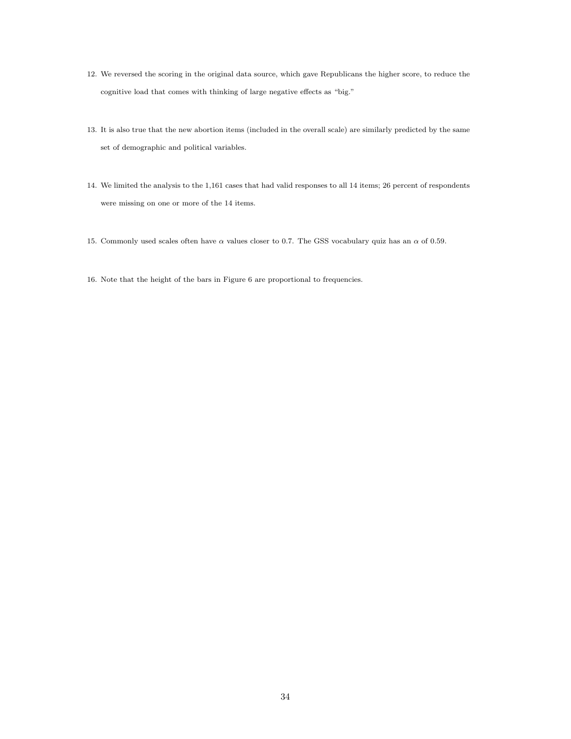12. We reversed the scoring in the original data source, which gave Republicans the higher score, to reduce the cognitive load that comes with thinking of large negative effects as "big."

13. It is also true that the new abortion items (included in the overall scale) are similarly predicted by the same set of demographic and political variables.

14. We limited the analysis to the 1,161 cases that had valid responses to all 14 items; 26 percent of respondents were missing on one or more of the 14 items.

15. Commonly used scales often have $\alpha$ values closer to 0.7. The GSS vocabulary quiz has an $\alpha$ of 0.59.

16. Note that the height of the bars in Figure 6 are proportional to frequencies.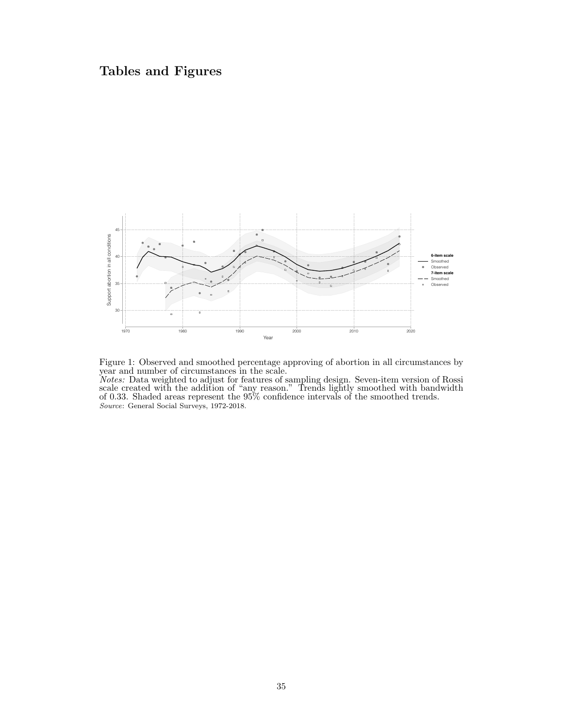# Tables and Figures

Figure 1: Observed and smoothed percentage approving of abortion in all circumstances by year and number of circumstances in the scale.
*Notes:* Data weighted to adjust for features of sampling design. Seven-item version of Rossi scale created with the addition of "any reason." Trends lightly smoothed with bandwidth of 0.33. Shaded areas represent the 95% confidence intervals of the smoothed trends.
*Source*: General Social Surveys, 1972-2018.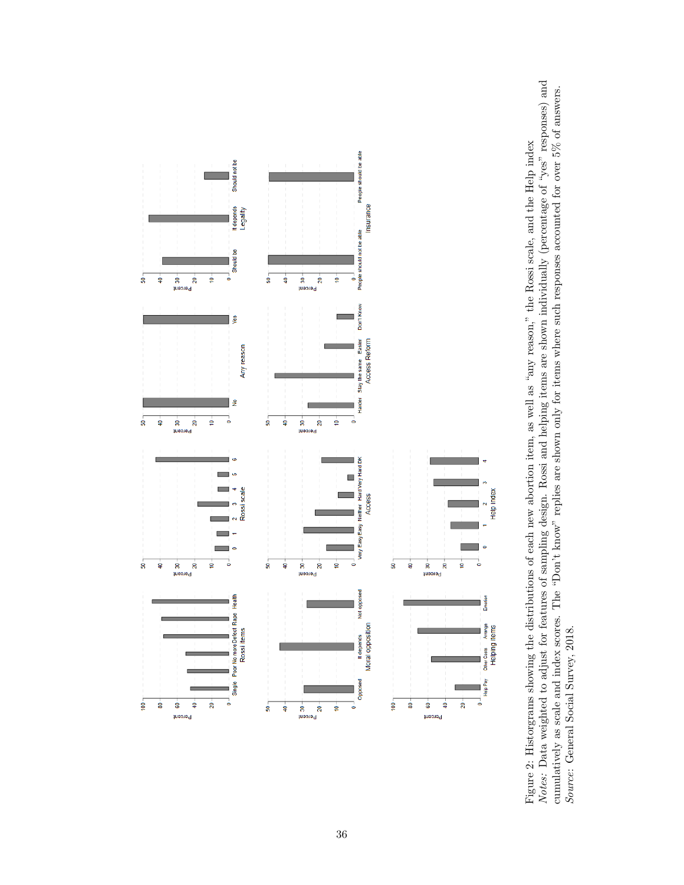Figure 2: Histograms showing the distributions of each new abortion item, as well as "any reason," the Rossi scale, and the Help index

*Notes:* Data weighted to adjust for features of sampling design. Rossi and helping items are shown individually (percentage of "yes" responses) and cumulatively as scale and index scores. The "Don't know" replies are shown only for items where such responses accounted for over 5% of answers.

*Source:* General Social Survey, 2018.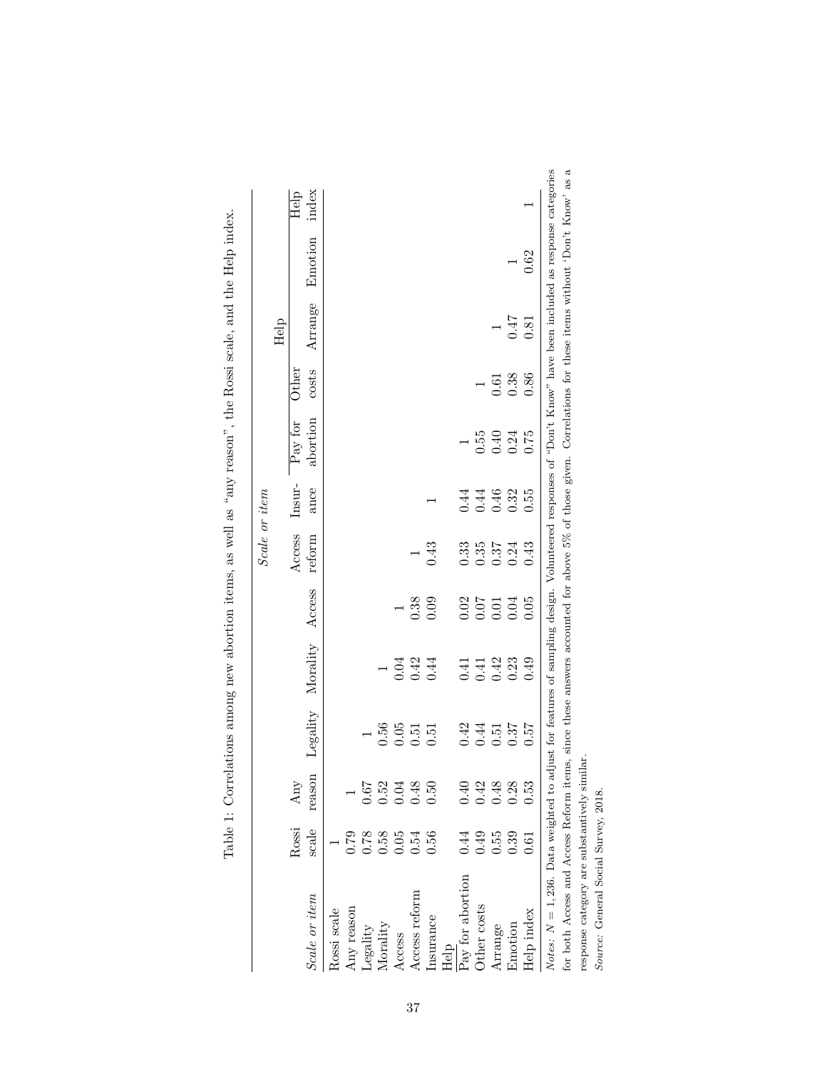Table 1: Correlations among new abortion items, as well as "any reason", the Rossi scale, and the Help index.

| | *Scale or item* | | | | | | | | | | | |
|---|---|---|---|---|---|---|---|---|---|---|---|---|
| | | | | | | | | Help | | | | |
| *Scale or item* | Rossi scale | Any reason | Legality | Morality | Access | Access reform | Insurance | Pay for abortion | Other costs | Arrange | Emotion | Help index |
| Rossi scale | 1 | | | | | | | | | | | |
| Any reason | 0.79 | 1 | | | | | | | | | | |
| Legality | 0.78 | 0.67 | 1 | | | | | | | | | |
| Morality | 0.58 | 0.52 | 0.56 | 1 | | | | | | | | |
| Access | 0.05 | 0.04 | 0.05 | 0.04 | 1 | | | | | | | |
| Access reform | 0.54 | 0.48 | 0.51 | 0.42 | 0.38 | 1 | | | | | | |
| Insurance | 0.56 | 0.50 | 0.51 | 0.44 | 0.09 | 0.43 | 1 | | | | | |
| Help | | | | | | | | | | | | |
| Pay for abortion | 0.44 | 0.40 | 0.42 | 0.41 | 0.02 | 0.33 | 0.44 | 1 | | | | |
| Other costs | 0.49 | 0.42 | 0.44 | 0.41 | 0.07 | 0.35 | 0.44 | 0.55 | 1 | | | |
| Arrange | 0.55 | 0.48 | 0.51 | 0.42 | 0.01 | 0.37 | 0.46 | 0.40 | 0.61 | 1 | | |
| Emotion | 0.39 | 0.28 | 0.37 | 0.23 | 0.04 | 0.24 | 0.32 | 0.24 | 0.38 | 0.47 | 1 | |
| Help index | 0.61 | 0.53 | 0.57 | 0.49 | 0.05 | 0.43 | 0.55 | 0.75 | 0.86 | 0.81 | 0.62 | 1 |

*Notes:* $N = 1,236$. Data weighted to adjust for features of sampling design. Volunteered responses of "Don't Know" have been included as response categories for both Access and Access Reform items, since these answers accounted for above 5% of those given. Correlations for these items without 'Don't Know' as a response category are substantively similar.

*Source:* General Social Survey, 2018.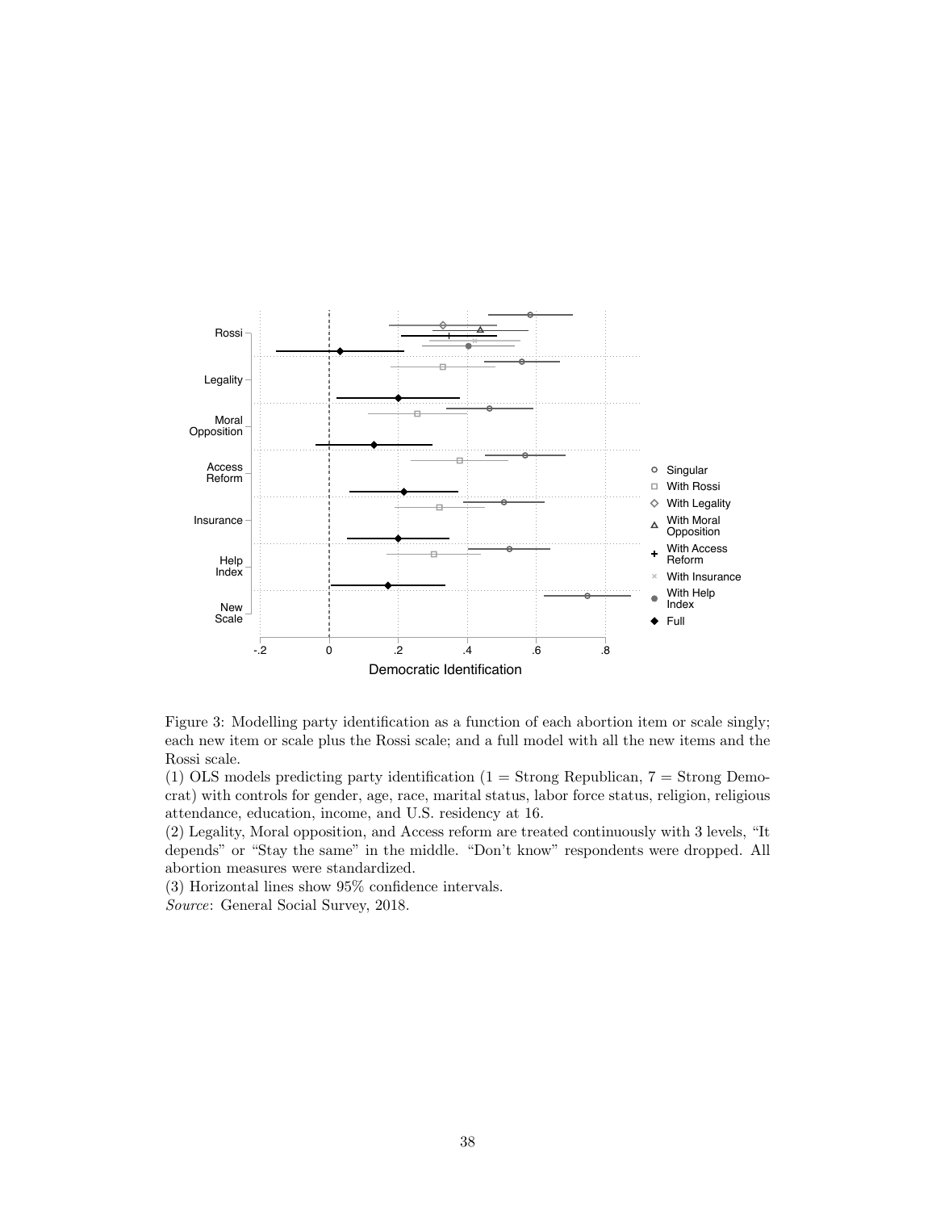Figure 3: Modelling party identification as a function of each abortion item or scale singly; each new item or scale plus the Rossi scale; and a full model with all the new items and the Rossi scale.

(1) OLS models predicting party identification (1 = Strong Republican, 7 = Strong Democrat) with controls for gender, age, race, marital status, labor force status, religion, religious attendance, education, income, and U.S. residency at 16.

(2) Legality, Moral opposition, and Access reform are treated continuously with 3 levels, "It depends" or "Stay the same" in the middle. "Don't know" respondents were dropped. All abortion measures were standardized.

(3) Horizontal lines show 95% confidence intervals.

*Source*: General Social Survey, 2018.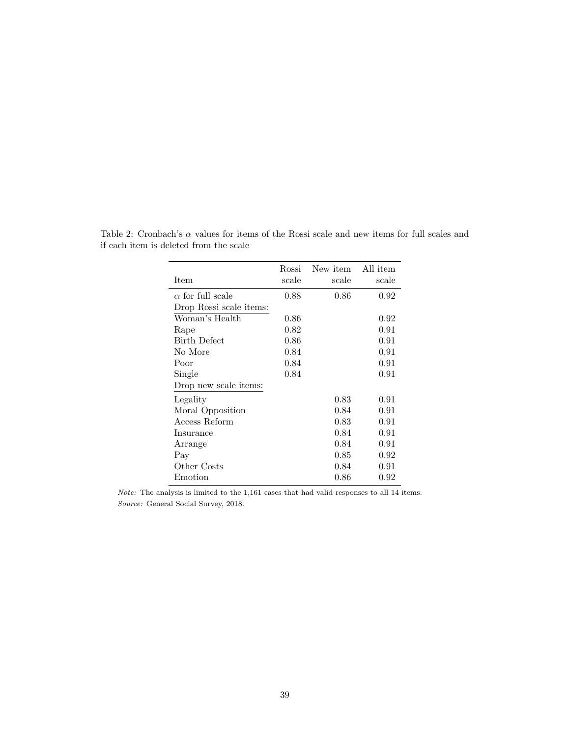Table 2: Cronbach's $\alpha$ values for items of the Rossi scale and new items for full scales and if each item is deleted from the scale

| Item | Rossi scale | New item scale | All item scale |
|---|---|---|---|
| $\alpha$ for full scale | 0.88 | 0.86 | 0.92 |
| Drop Rossi scale items: | | | |
| Woman's Health | 0.86 | | 0.92 |
| Rape | 0.82 | | 0.91 |
| Birth Defect | 0.86 | | 0.91 |
| No More | 0.84 | | 0.91 |
| Poor | 0.84 | | 0.91 |
| Single | 0.84 | | 0.91 |
| Drop new scale items: | | | |
| Legality | | 0.83 | 0.91 |
| Moral Opposition | | 0.84 | 0.91 |
| Access Reform | | 0.83 | 0.91 |
| Insurance | | 0.84 | 0.91 |
| Arrange | | 0.84 | 0.91 |
| Pay | | 0.85 | 0.92 |
| Other Costs | | 0.84 | 0.91 |
| Emotion | | 0.86 | 0.92 |

*Note:* The analysis is limited to the 1,161 cases that had valid responses to all 14 items.
*Source:* General Social Survey, 2018.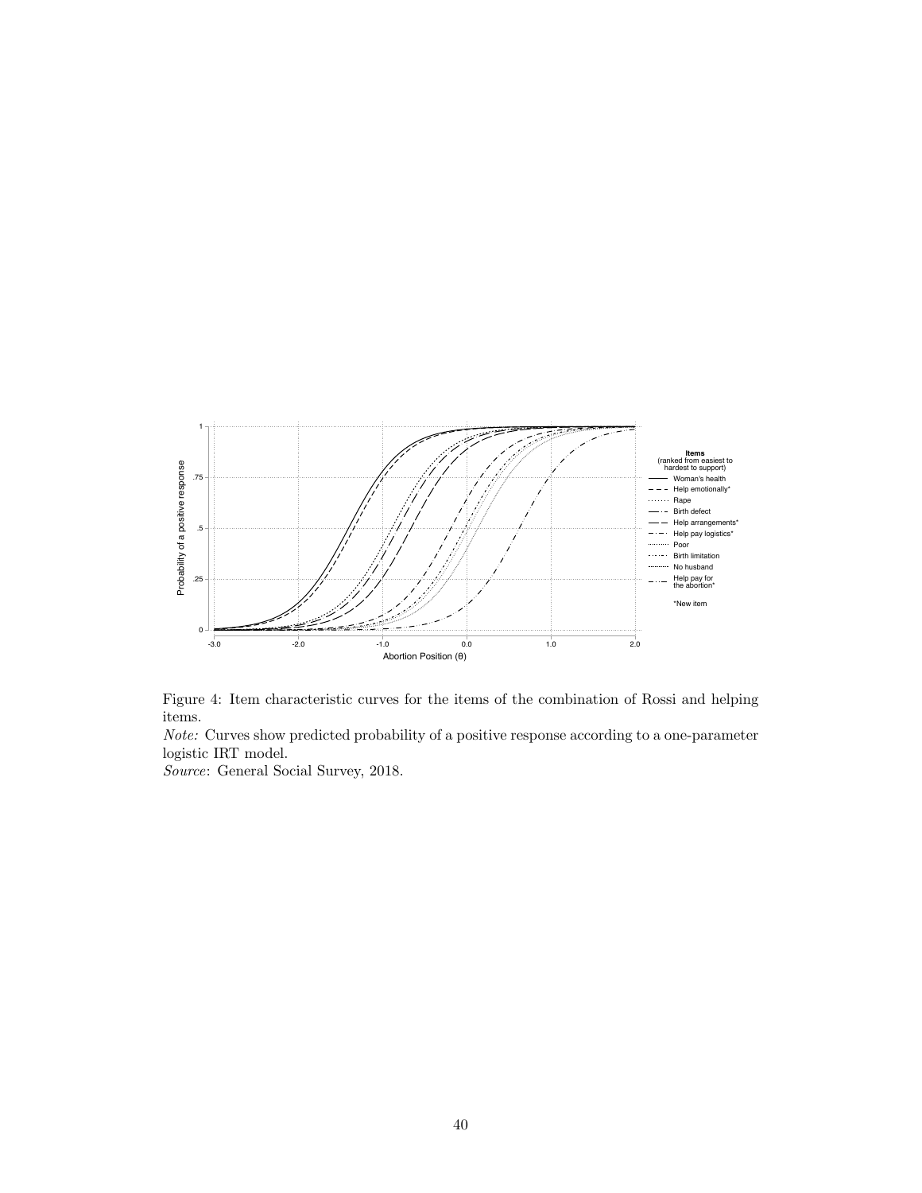Figure 4: Item characteristic curves for the items of the combination of Rossi and helping items.

*Note:* Curves show predicted probability of a positive response according to a one-parameter logistic IRT model.

*Source*: General Social Survey, 2018.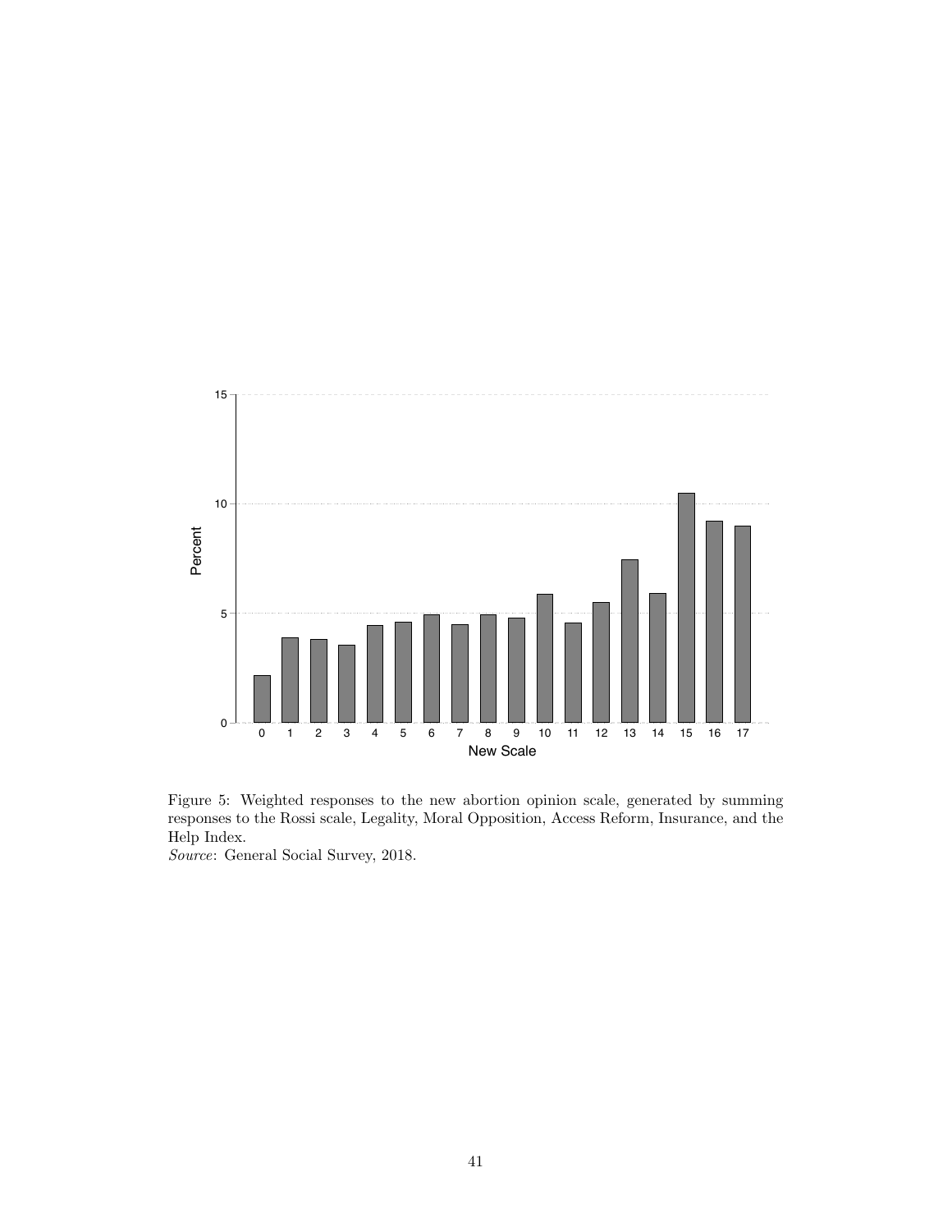Figure 5: Weighted responses to the new abortion opinion scale, generated by summing responses to the Rossi scale, Legality, Moral Opposition, Access Reform, Insurance, and the Help Index.

*Source*: General Social Survey, 2018.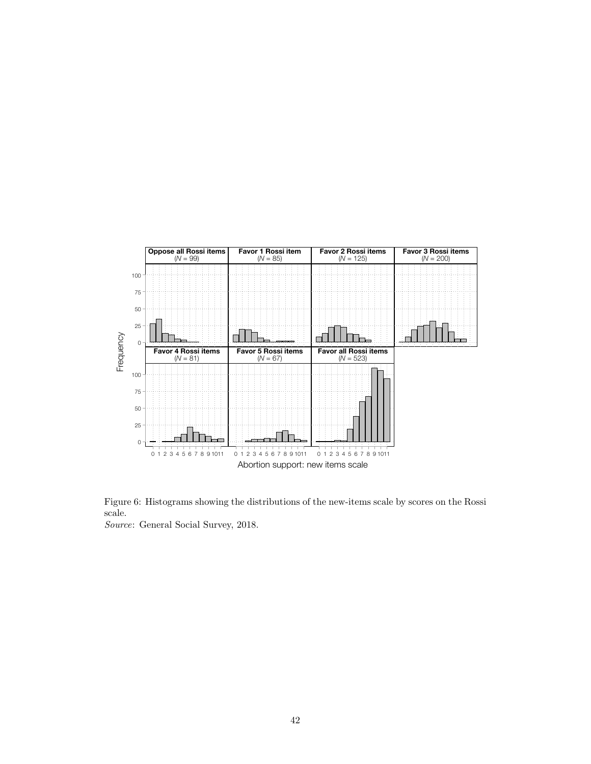Figure 6: Histograms showing the distributions of the new-items scale by scores on the Rossi scale.
*Source*: General Social Survey, 2018.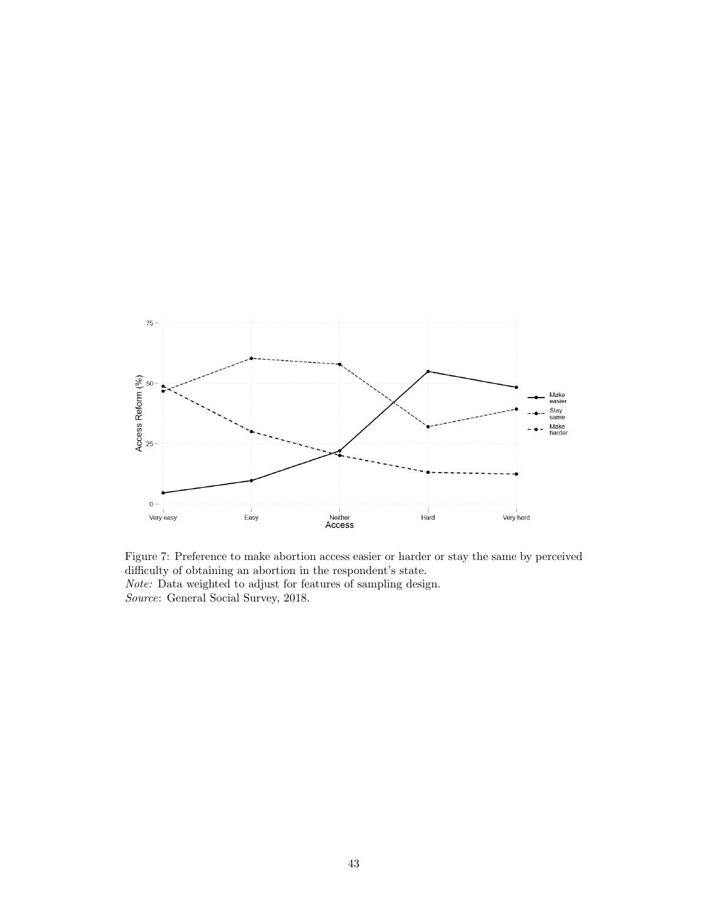Figure 7: Preference to make abortion access easier or harder or stay the same by perceived difficulty of obtaining an abortion in the respondent's state.
*Note:* Data weighted to adjust for features of sampling design.
*Source*: General Social Survey, 2018.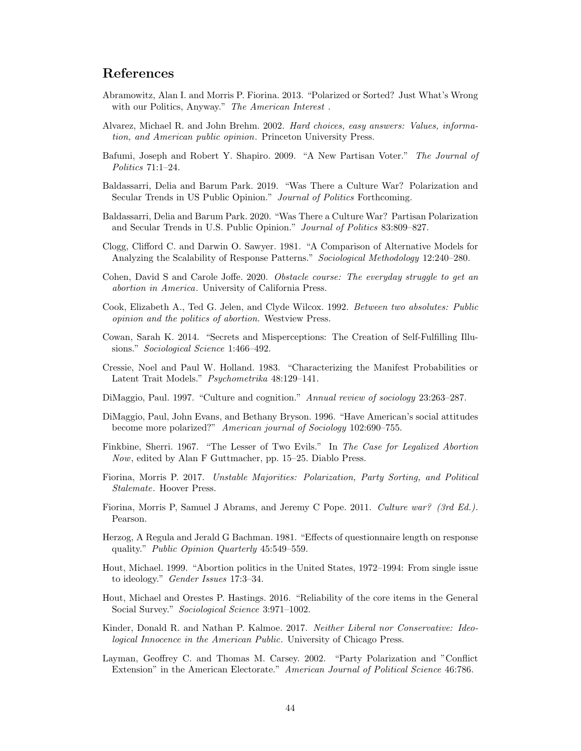## References

Abramowitz, Alan I. and Morris P. Fiorina. 2013. "Polarized or Sorted? Just What's Wrong with our Politics, Anyway." *The American Interest* .

Alvarez, Michael R. and John Brehm. 2002. *Hard choices, easy answers: Values, information, and American public opinion*. Princeton University Press.

Bafumi, Joseph and Robert Y. Shapiro. 2009. "A New Partisan Voter." *The Journal of Politics* 71:1–24.

Baldassarri, Delia and Barum Park. 2019. "Was There a Culture War? Polarization and Secular Trends in US Public Opinion." *Journal of Politics* Forthcoming.

Baldassarri, Delia and Barum Park. 2020. "Was There a Culture War? Partisan Polarization and Secular Trends in U.S. Public Opinion." *Journal of Politics* 83:809–827.

Clogg, Clifford C. and Darwin O. Sawyer. 1981. "A Comparison of Alternative Models for Analyzing the Scalability of Response Patterns." *Sociological Methodology* 12:240–280.

Cohen, David S and Carole Joffe. 2020. *Obstacle course: The everyday struggle to get an abortion in America*. University of California Press.

Cook, Elizabeth A., Ted G. Jelen, and Clyde Wilcox. 1992. *Between two absolutes: Public opinion and the politics of abortion.* Westview Press.

Cowan, Sarah K. 2014. "Secrets and Misperceptions: The Creation of Self-Fulfilling Illusions." *Sociological Science* 1:466–492.

Cressie, Noel and Paul W. Holland. 1983. "Characterizing the Manifest Probabilities or Latent Trait Models." *Psychometrika* 48:129–141.

DiMaggio, Paul. 1997. "Culture and cognition." *Annual review of sociology* 23:263–287.

DiMaggio, Paul, John Evans, and Bethany Bryson. 1996. "Have American's social attitudes become more polarized?" *American journal of Sociology* 102:690–755.

Finkbine, Sherri. 1967. "The Lesser of Two Evils." In *The Case for Legalized Abortion Now*, edited by Alan F Guttmacher, pp. 15–25. Diablo Press.

Fiorina, Morris P. 2017. *Unstable Majorities: Polarization, Party Sorting, and Political Stalemate*. Hoover Press.

Fiorina, Morris P, Samuel J Abrams, and Jeremy C Pope. 2011. *Culture war? (3rd Ed.)*. Pearson.

Herzog, A Regula and Jerald G Bachman. 1981. "Effects of questionnaire length on response quality." *Public Opinion Quarterly* 45:549–559.

Hout, Michael. 1999. "Abortion politics in the United States, 1972–1994: From single issue to ideology." *Gender Issues* 17:3–34.

Hout, Michael and Orestes P. Hastings. 2016. "Reliability of the core items in the General Social Survey." *Sociological Science* 3:971–1002.

Kinder, Donald R. and Nathan P. Kalmoe. 2017. *Neither Liberal nor Conservative: Ideological Innocence in the American Public*. University of Chicago Press.

Layman, Geoffrey C. and Thomas M. Carsey. 2002. "Party Polarization and "Conflict Extension" in the American Electorate." *American Journal of Political Science* 46:786.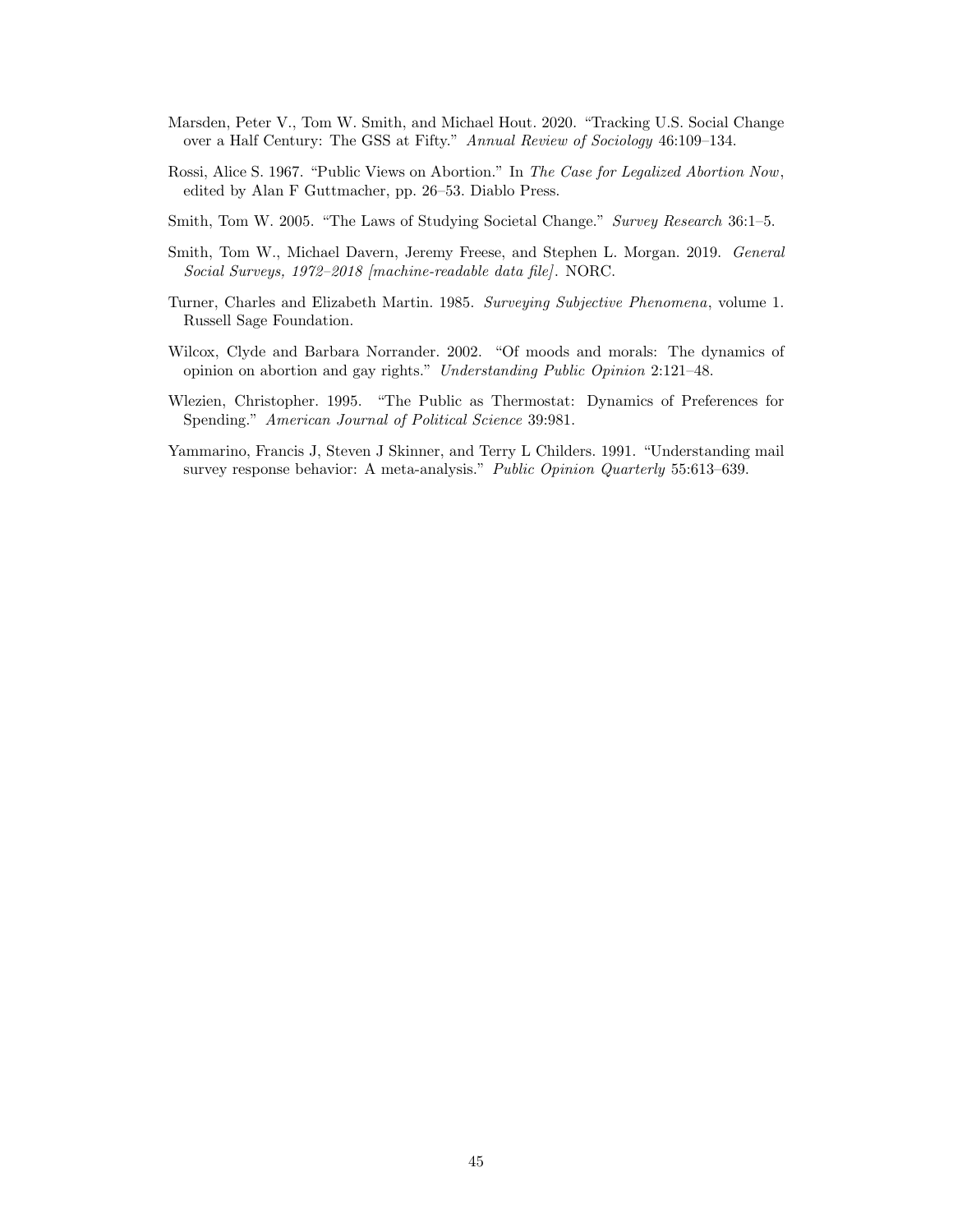Marsden, Peter V., Tom W. Smith, and Michael Hout. 2020. "Tracking U.S. Social Change over a Half Century: The GSS at Fifty." *Annual Review of Sociology* 46:109–134.

Rossi, Alice S. 1967. "Public Views on Abortion." In *The Case for Legalized Abortion Now*, edited by Alan F Guttmacher, pp. 26–53. Diablo Press.

Smith, Tom W. 2005. "The Laws of Studying Societal Change." *Survey Research* 36:1–5.

Smith, Tom W., Michael Davern, Jeremy Freese, and Stephen L. Morgan. 2019. *General Social Surveys, 1972–2018 [machine-readable data file]*. NORC.

Turner, Charles and Elizabeth Martin. 1985. *Surveying Subjective Phenomena*, volume 1. Russell Sage Foundation.

Wilcox, Clyde and Barbara Norrander. 2002. "Of moods and morals: The dynamics of opinion on abortion and gay rights." *Understanding Public Opinion* 2:121–48.

Wlezien, Christopher. 1995. "The Public as Thermostat: Dynamics of Preferences for Spending." *American Journal of Political Science* 39:981.

Yammarino, Francis J, Steven J Skinner, and Terry L Childers. 1991. "Understanding mail survey response behavior: A meta-analysis." *Public Opinion Quarterly* 55:613–639.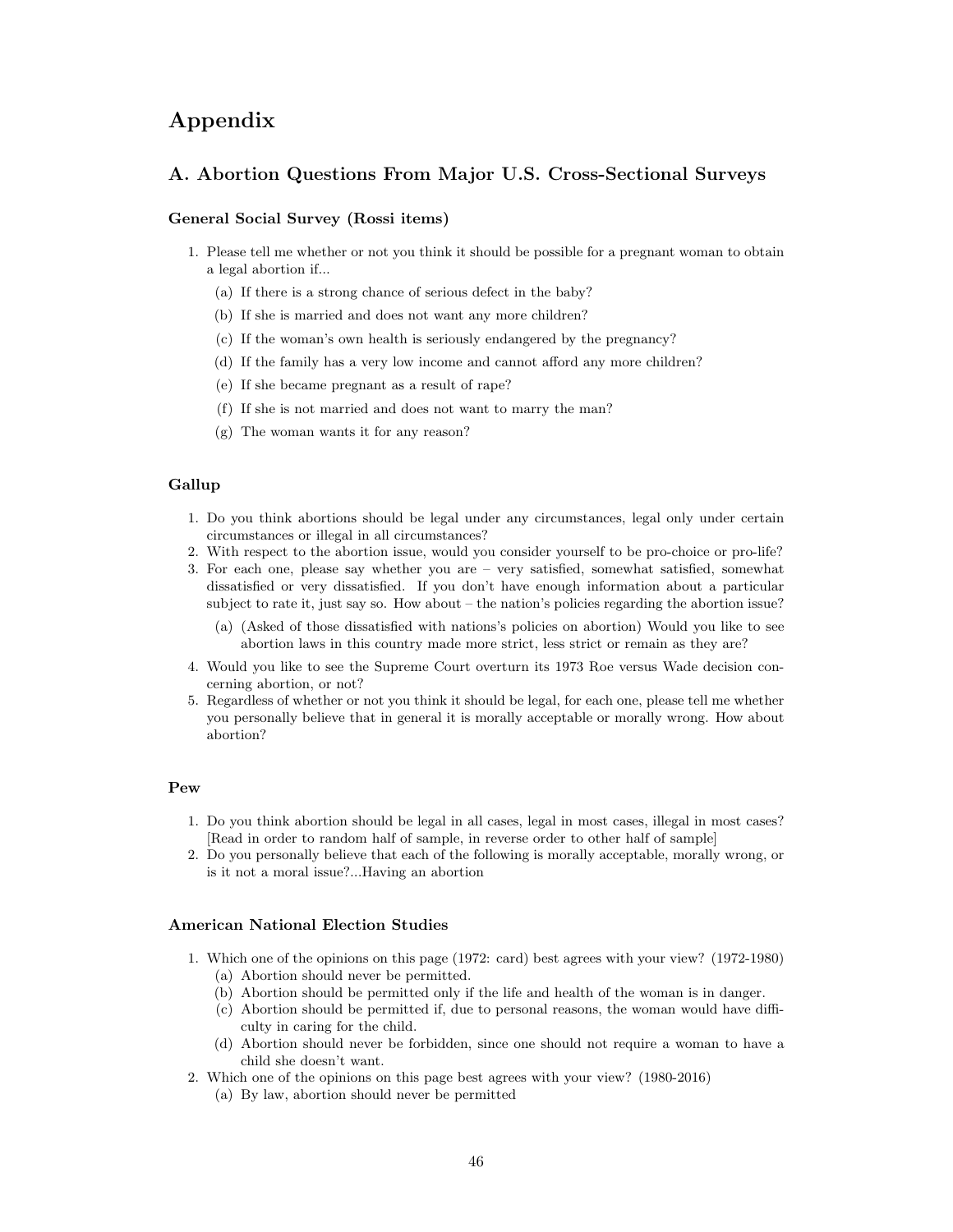# Appendix

## A. Abortion Questions From Major U.S. Cross-Sectional Surveys

### General Social Survey (Rossi items)

1. Please tell me whether or not you think it should be possible for a pregnant woman to obtain a legal abortion if...
   (a) If there is a strong chance of serious defect in the baby?
   (b) If she is married and does not want any more children?
   (c) If the woman's own health is seriously endangered by the pregnancy?
   (d) If the family has a very low income and cannot afford any more children?
   (e) If she became pregnant as a result of rape?
   (f) If she is not married and does not want to marry the man?
   (g) The woman wants it for any reason?

### Gallup

1. Do you think abortions should be legal under any circumstances, legal only under certain circumstances or illegal in all circumstances?
2. With respect to the abortion issue, would you consider yourself to be pro-choice or pro-life?
3. For each one, please say whether you are – very satisfied, somewhat satisfied, somewhat dissatisfied or very dissatisfied. If you don't have enough information about a particular subject to rate it, just say so. How about – the nation's policies regarding the abortion issue?
   (a) (Asked of those dissatisfied with nations's policies on abortion) Would you like to see abortion laws in this country made more strict, less strict or remain as they are?
4. Would you like to see the Supreme Court overturn its 1973 Roe versus Wade decision concerning abortion, or not?
5. Regardless of whether or not you think it should be legal, for each one, please tell me whether you personally believe that in general it is morally acceptable or morally wrong. How about abortion?

### Pew

1. Do you think abortion should be legal in all cases, legal in most cases, illegal in most cases? [Read in order to random half of sample, in reverse order to other half of sample]
2. Do you personally believe that each of the following is morally acceptable, morally wrong, or is it not a moral issue?...Having an abortion

### American National Election Studies

1. Which one of the opinions on this page (1972: card) best agrees with your view? (1972-1980)
   (a) Abortion should never be permitted.
   (b) Abortion should be permitted only if the life and health of the woman is in danger.
   (c) Abortion should be permitted if, due to personal reasons, the woman would have difficulty in caring for the child.
   (d) Abortion should never be forbidden, since one should not require a woman to have a child she doesn't want.
2. Which one of the opinions on this page best agrees with your view? (1980-2016)
   (a) By law, abortion should never be permitted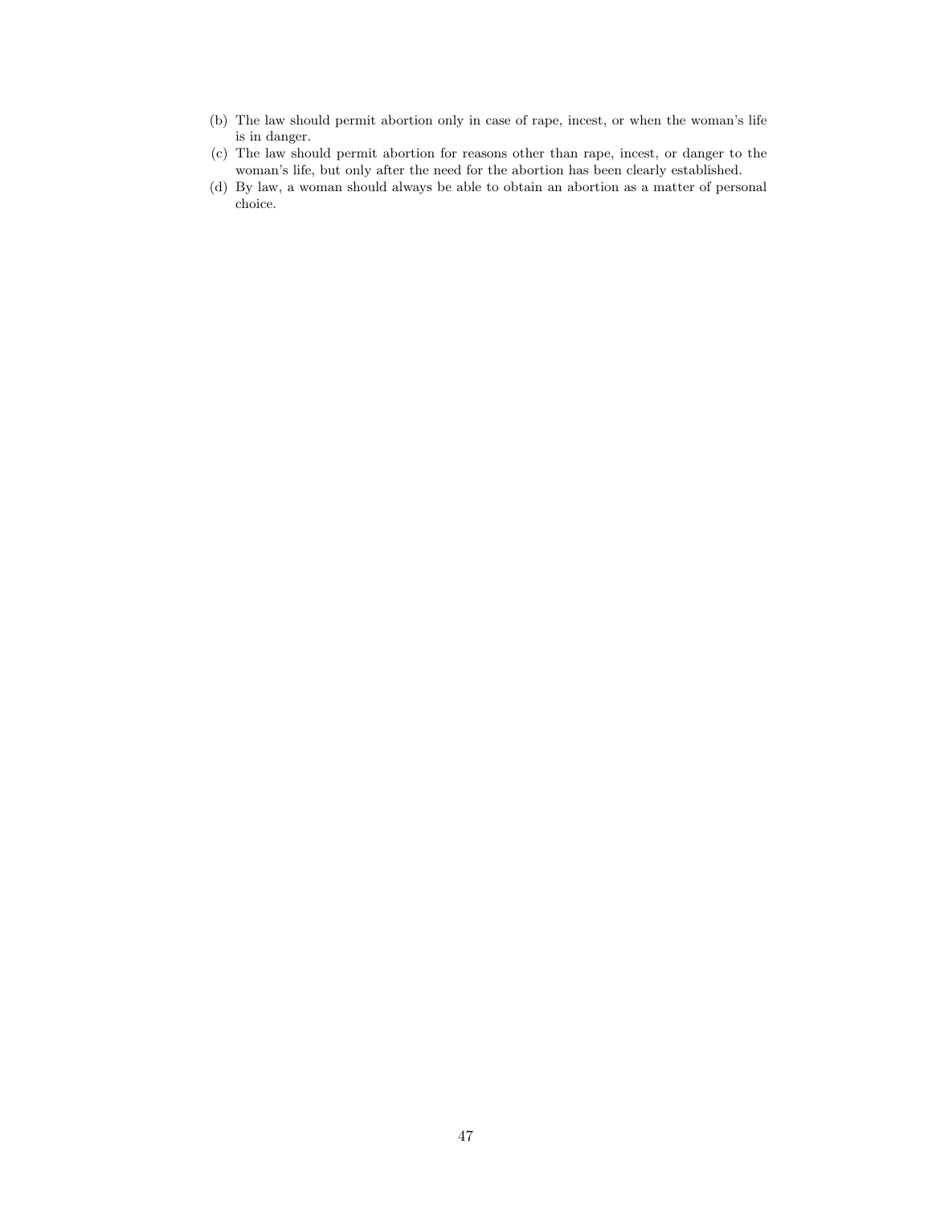(b) The law should permit abortion only in case of rape, incest, or when the woman's life is in danger.

(c) The law should permit abortion for reasons other than rape, incest, or danger to the woman's life, but only after the need for the abortion has been clearly established.

(d) By law, a woman should always be able to obtain an abortion as a matter of personal choice.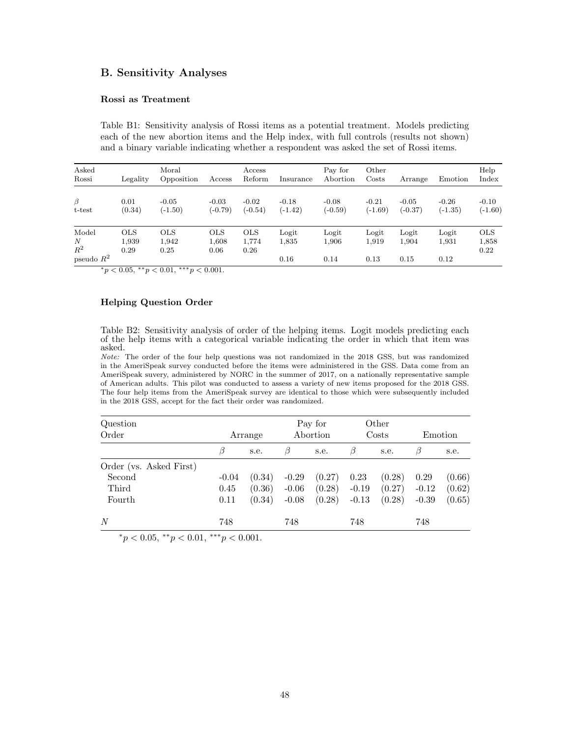## B. Sensitivity Analyses

### Rossi as Treatment

Table B1: Sensitivity analysis of Rossi items as a potential treatment. Models predicting each of the new abortion items and the Help index, with full controls (results not shown) and a binary variable indicating whether a respondent was asked the set of Rossi items.

| Asked Rossi | Legality | Moral Opposition | Access | Access Reform | Insurance | Pay for Abortion | Other Costs | Arrange | Emotion | Help Index |
|---|---|---|---|---|---|---|---|---|---|---|
| $\beta$ | 0.01 | -0.05 | -0.03 | -0.02 | -0.18 | -0.08 | -0.21 | -0.05 | -0.26 | -0.10 |
| t-test | (0.34) | (-1.50) | (-0.79) | (-0.54) | (-1.42) | (-0.59) | (-1.69) | (-0.37) | (-1.35) | (-1.60) |
| Model | OLS | OLS | OLS | OLS | Logit | Logit | Logit | Logit | Logit | OLS |
| $N$ | 1,939 | 1,942 | 1,608 | 1,774 | 1,835 | 1,906 | 1,919 | 1,904 | 1,931 | 1,858 |
| $R^2$ | 0.29 | 0.25 | 0.06 | 0.26 | | | | | | 0.22 |
| pseudo $R^2$ | | | | | 0.16 | 0.14 | 0.13 | 0.15 | 0.12 | |

$^{*}p < 0.05$, $^{**}p < 0.01$, $^{***}p < 0.001$.

### Helping Question Order

Table B2: Sensitivity analysis of order of the helping items. Logit models predicting each of the help items with a categorical variable indicating the order in which that item was asked.

*Note:* The order of the four help questions was not randomized in the 2018 GSS, but was randomized in the AmeriSpeak survey conducted before the items were administered in the GSS. Data come from an AmeriSpeak suvery, administered by NORC in the summer of 2017, on a nationally representative sample of American adults. This pilot was conducted to assess a variety of new items proposed for the 2018 GSS. The four help items from the AmeriSpeak survey are identical to those which were subsequently included in the 2018 GSS, accept for the fact their order was randomized.

| Question Order | Arrange | | Pay for Abortion | | Other Costs | | Emotion | |
|---|---|---|---|---|---|---|---|---|
| | $\beta$ | s.e. | $\beta$ | s.e. | $\beta$ | s.e. | $\beta$ | s.e. |
| Order (vs. Asked First) | | | | | | | | |
| Second | -0.04 | (0.34) | -0.29 | (0.27) | 0.23 | (0.28) | 0.29 | (0.66) |
| Third | 0.45 | (0.36) | -0.06 | (0.28) | -0.19 | (0.27) | -0.12 | (0.62) |
| Fourth | 0.11 | (0.34) | -0.08 | (0.28) | -0.13 | (0.28) | -0.39 | (0.65) |
| $N$ | 748 | | 748 | | 748 | | 748 | |

$^{*}p < 0.05$, $^{**}p < 0.01$, $^{***}p < 0.001$.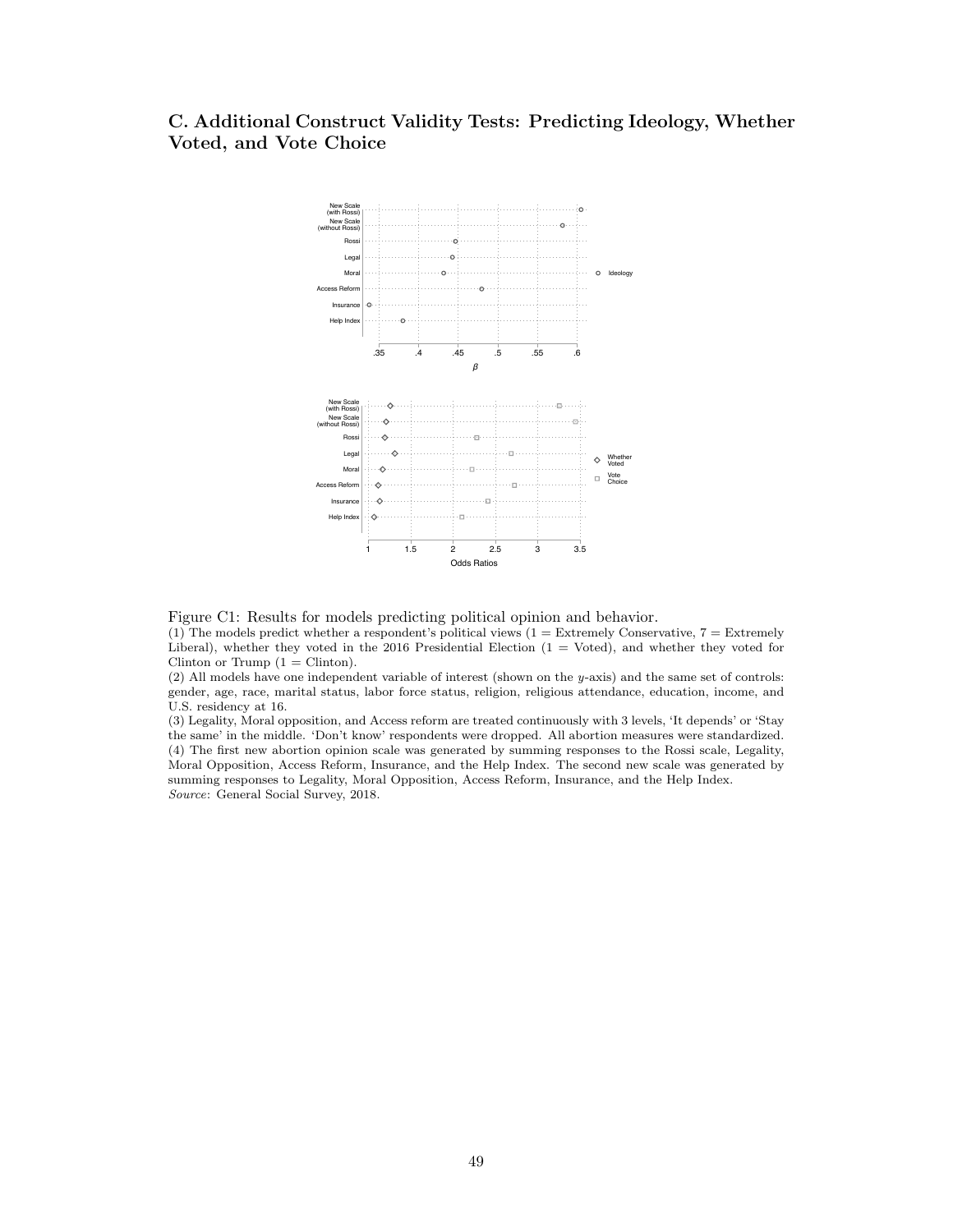## C. Additional Construct Validity Tests: Predicting Ideology, Whether Voted, and Vote Choice

Figure C1: Results for models predicting political opinion and behavior.

(1) The models predict whether a respondent's political views (1 = Extremely Conservative, 7 = Extremely Liberal), whether they voted in the 2016 Presidential Election (1 = Voted), and whether they voted for Clinton or Trump (1 = Clinton).

(2) All models have one independent variable of interest (shown on the $y$-axis) and the same set of controls: gender, age, race, marital status, labor force status, religion, religious attendance, education, income, and U.S. residency at 16.

(3) Legality, Moral opposition, and Access reform are treated continuously with 3 levels, 'It depends' or 'Stay the same' in the middle. 'Don't know' respondents were dropped. All abortion measures were standardized.

(4) The first new abortion opinion scale was generated by summing responses to the Rossi scale, Legality, Moral Opposition, Access Reform, Insurance, and the Help Index. The second new scale was generated by summing responses to Legality, Moral Opposition, Access Reform, Insurance, and the Help Index.

*Source*: General Social Survey, 2018.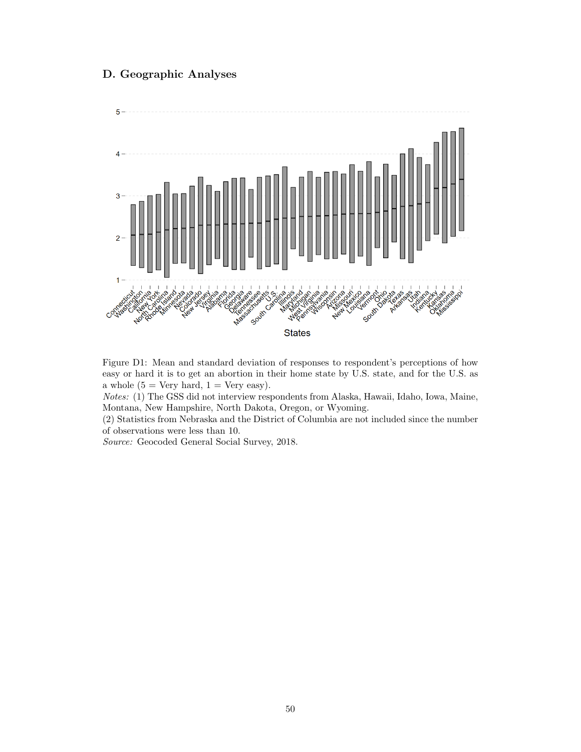## D. Geographic Analyses

Figure D1: Mean and standard deviation of responses to respondent's perceptions of how easy or hard it is to get an abortion in their home state by U.S. state, and for the U.S. as a whole (5 = Very hard, 1 = Very easy).

*Notes:* (1) The GSS did not interview respondents from Alaska, Hawaii, Idaho, Iowa, Maine, Montana, New Hampshire, North Dakota, Oregon, or Wyoming.

(2) Statistics from Nebraska and the District of Columbia are not included since the number of observations were less than 10.

*Source:* Geocoded General Social Survey, 2018.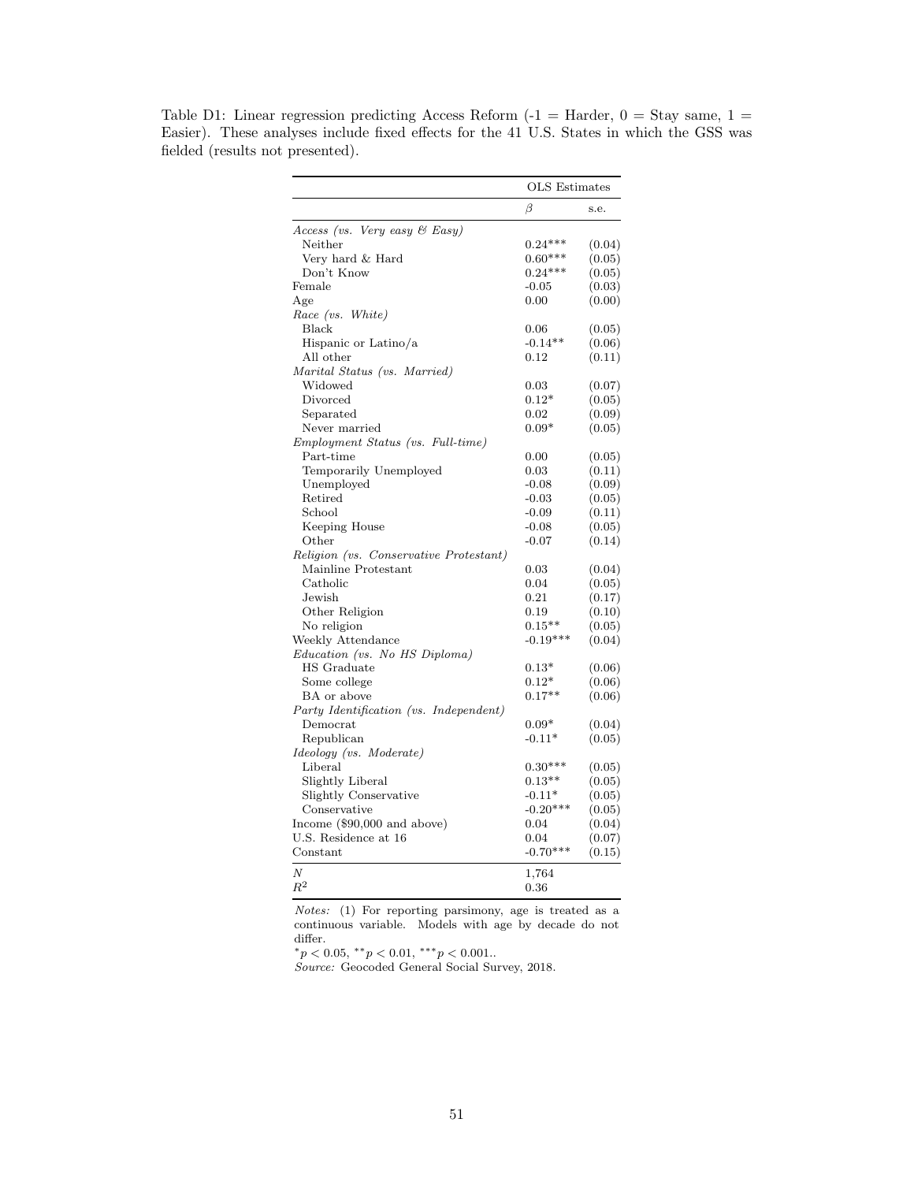Table D1: Linear regression predicting Access Reform (-1 = Harder, 0 = Stay same, 1 = Easier). These analyses include fixed effects for the 41 U.S. States in which the GSS was fielded (results not presented).

| | OLS Estimates | |
|---|---|---|
| | $\beta$ | s.e. |
| *Access (vs. Very easy & Easy)* | | |
| Neither | 0.24*** | (0.04) |
| Very hard & Hard | 0.60*** | (0.05) |
| Don't Know | 0.24*** | (0.05) |
| Female | -0.05 | (0.03) |
| Age | 0.00 | (0.00) |
| *Race (vs. White)* | | |
| Black | 0.06 | (0.05) |
| Hispanic or Latino/a | -0.14** | (0.06) |
| All other | 0.12 | (0.11) |
| *Marital Status (vs. Married)* | | |
| Widowed | 0.03 | (0.07) |
| Divorced | 0.12* | (0.05) |
| Separated | 0.02 | (0.09) |
| Never married | 0.09* | (0.05) |
| *Employment Status (vs. Full-time)* | | |
| Part-time | 0.00 | (0.05) |
| Temporarily Unemployed | 0.03 | (0.11) |
| Unemployed | -0.08 | (0.09) |
| Retired | -0.03 | (0.05) |
| School | -0.09 | (0.11) |
| Keeping House | -0.08 | (0.05) |
| Other | -0.07 | (0.14) |
| *Religion (vs. Conservative Protestant)* | | |
| Mainline Protestant | 0.03 | (0.04) |
| Catholic | 0.04 | (0.05) |
| Jewish | 0.21 | (0.17) |
| Other Religion | 0.19 | (0.10) |
| No religion | 0.15** | (0.05) |
| Weekly Attendance | -0.19*** | (0.04) |
| *Education (vs. No HS Diploma)* | | |
| HS Graduate | 0.13* | (0.06) |
| Some college | 0.12* | (0.06) |
| BA or above | 0.17** | (0.06) |
| *Party Identification (vs. Independent)* | | |
| Democrat | 0.09* | (0.04) |
| Republican | -0.11* | (0.05) |
| *Ideology (vs. Moderate)* | | |
| Liberal | 0.30*** | (0.05) |
| Slightly Liberal | 0.13** | (0.05) |
| Slightly Conservative | -0.11* | (0.05) |
| Conservative | -0.20*** | (0.05) |
| Income ($90,000 and above) | 0.04 | (0.04) |
| U.S. Residence at 16 | 0.04 | (0.07) |
| Constant | -0.70*** | (0.15) |
| $N$ | 1,764 | |
| $R^2$ | 0.36 | |

*Notes:* (1) For reporting parsimony, age is treated as a continuous variable. Models with age by decade do not differ.

$^{*}p < 0.05$, $^{**}p < 0.01$, $^{***}p < 0.001$..

*Source:* Geocoded General Social Survey, 2018.